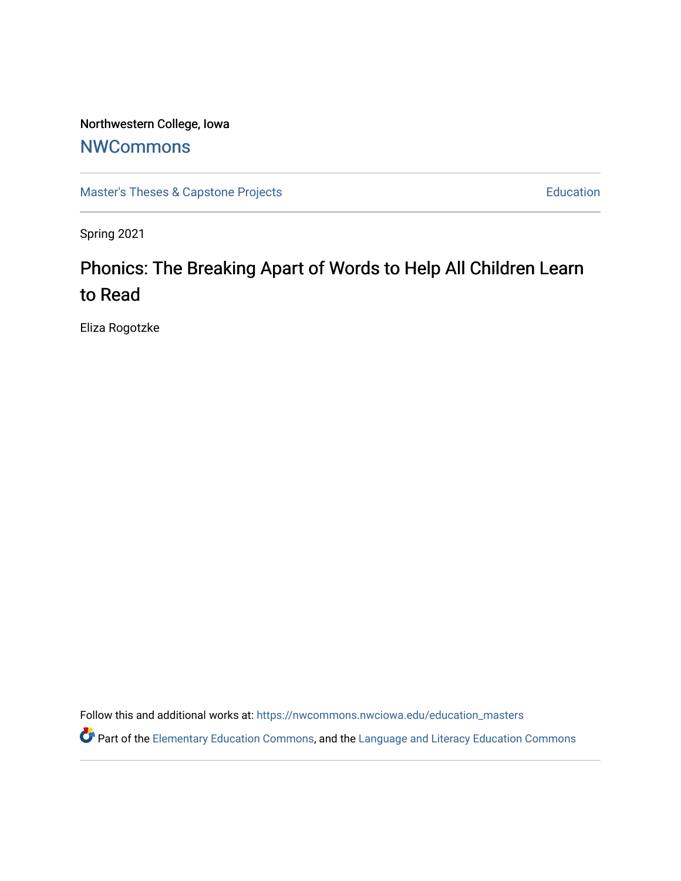Northwestern College, Iowa

## NWCommons

Master's Theses & Capstone Projects | Education

Spring 2021

# Phonics: The Breaking Apart of Words to Help All Children Learn to Read

Eliza Rogotzke

Follow this and additional works at: https://nwcommons.nwciowa.edu/education_masters

Part of the Elementary Education Commons, and the Language and Literacy Education Commons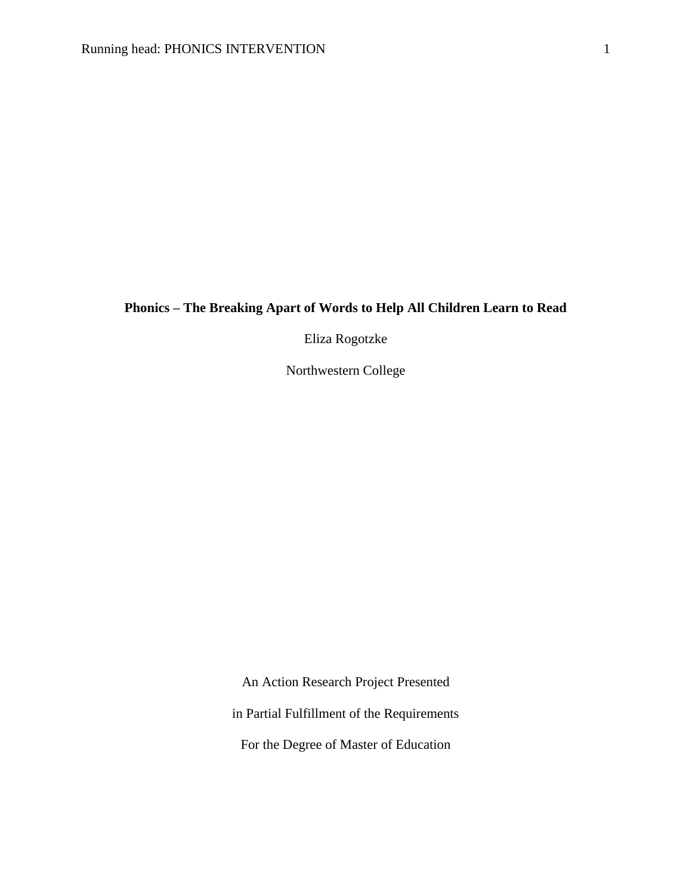**Phonics – The Breaking Apart of Words to Help All Children Learn to Read**

Eliza Rogotzke

Northwestern College

An Action Research Project Presented

in Partial Fulfillment of the Requirements

For the Degree of Master of Education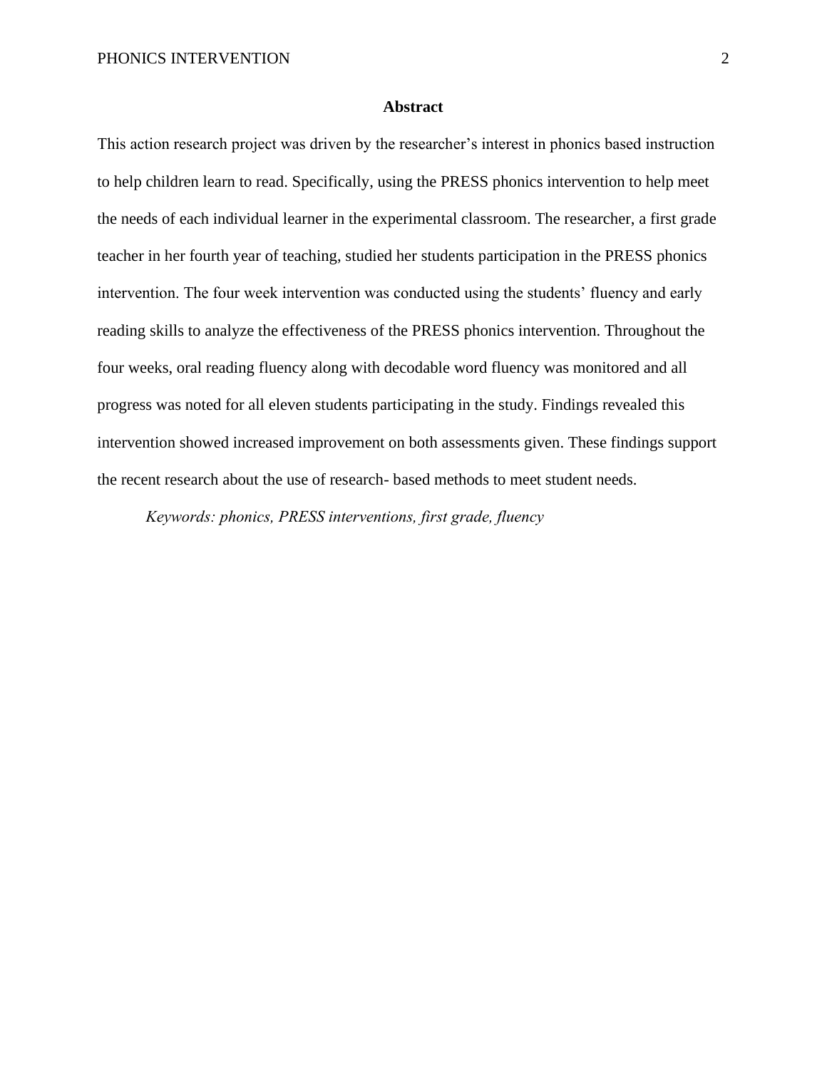## Abstract

This action research project was driven by the researcher's interest in phonics based instruction to help children learn to read. Specifically, using the PRESS phonics intervention to help meet the needs of each individual learner in the experimental classroom. The researcher, a first grade teacher in her fourth year of teaching, studied her students participation in the PRESS phonics intervention. The four week intervention was conducted using the students' fluency and early reading skills to analyze the effectiveness of the PRESS phonics intervention. Throughout the four weeks, oral reading fluency along with decodable word fluency was monitored and all progress was noted for all eleven students participating in the study. Findings revealed this intervention showed increased improvement on both assessments given. These findings support the recent research about the use of research- based methods to meet student needs.

*Keywords: phonics, PRESS interventions, first grade, fluency*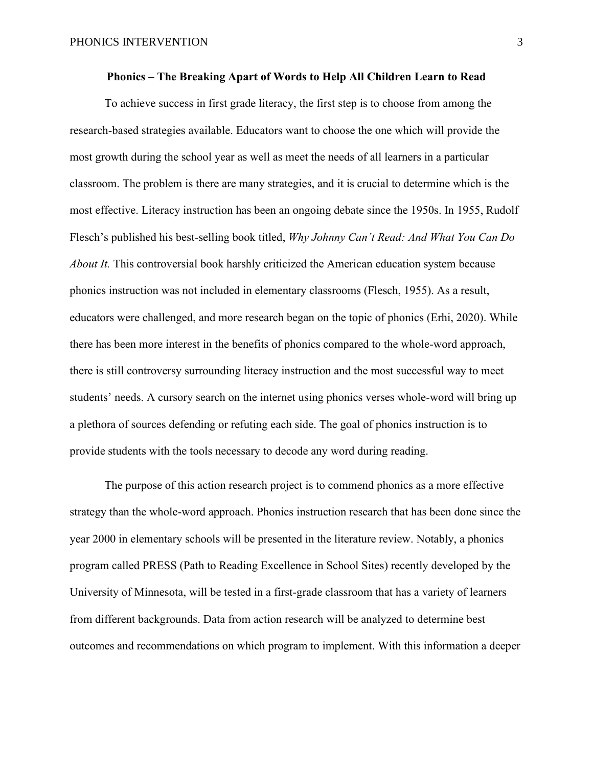**Phonics – The Breaking Apart of Words to Help All Children Learn to Read**

To achieve success in first grade literacy, the first step is to choose from among the research-based strategies available. Educators want to choose the one which will provide the most growth during the school year as well as meet the needs of all learners in a particular classroom. The problem is there are many strategies, and it is crucial to determine which is the most effective. Literacy instruction has been an ongoing debate since the 1950s. In 1955, Rudolf Flesch's published his best-selling book titled, *Why Johnny Can't Read: And What You Can Do About It.* This controversial book harshly criticized the American education system because phonics instruction was not included in elementary classrooms (Flesch, 1955). As a result, educators were challenged, and more research began on the topic of phonics (Erhi, 2020). While there has been more interest in the benefits of phonics compared to the whole-word approach, there is still controversy surrounding literacy instruction and the most successful way to meet students' needs. A cursory search on the internet using phonics verses whole-word will bring up a plethora of sources defending or refuting each side. The goal of phonics instruction is to provide students with the tools necessary to decode any word during reading.

The purpose of this action research project is to commend phonics as a more effective strategy than the whole-word approach. Phonics instruction research that has been done since the year 2000 in elementary schools will be presented in the literature review. Notably, a phonics program called PRESS (Path to Reading Excellence in School Sites) recently developed by the University of Minnesota, will be tested in a first-grade classroom that has a variety of learners from different backgrounds. Data from action research will be analyzed to determine best outcomes and recommendations on which program to implement. With this information a deeper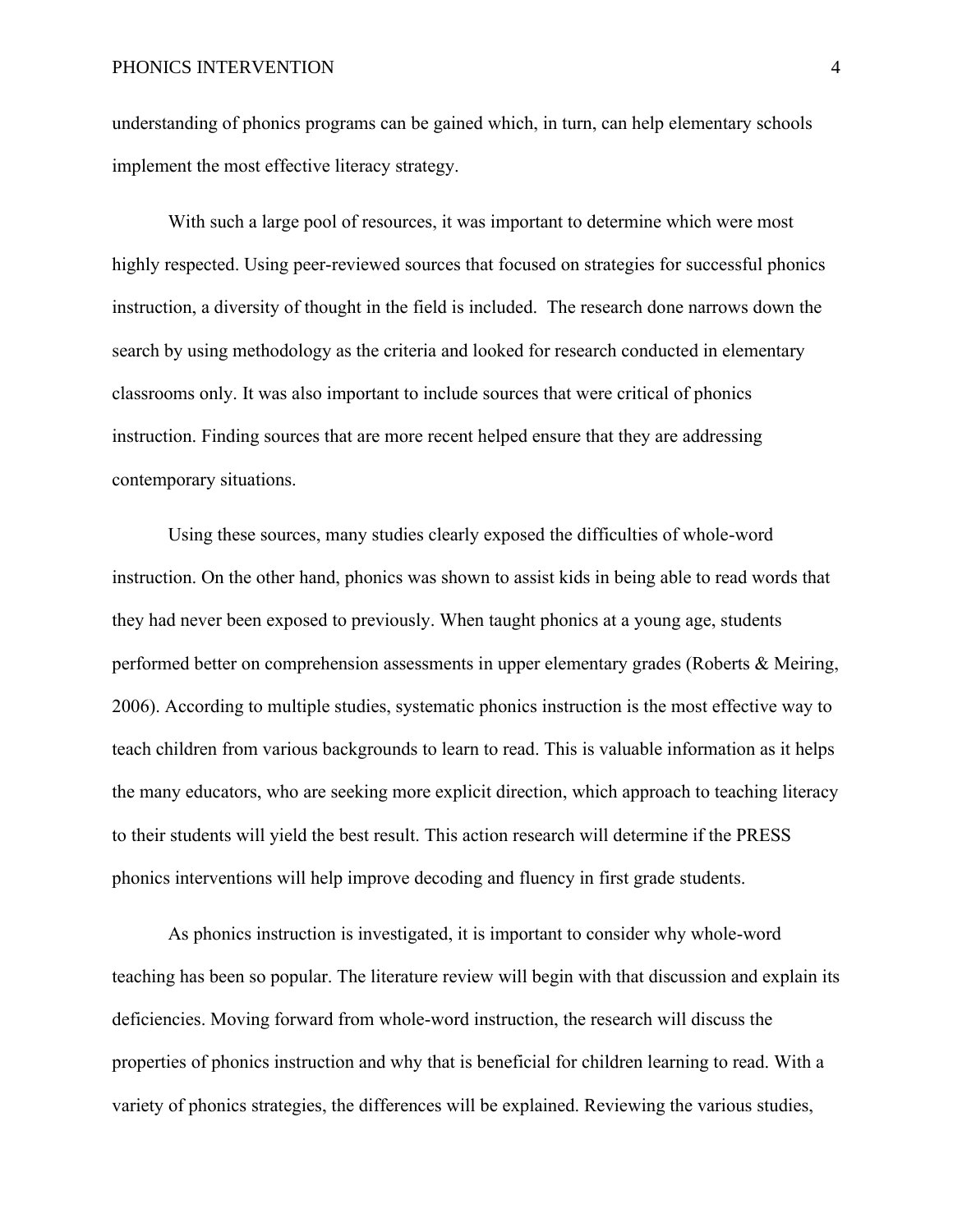understanding of phonics programs can be gained which, in turn, can help elementary schools implement the most effective literacy strategy.

With such a large pool of resources, it was important to determine which were most highly respected. Using peer-reviewed sources that focused on strategies for successful phonics instruction, a diversity of thought in the field is included. The research done narrows down the search by using methodology as the criteria and looked for research conducted in elementary classrooms only. It was also important to include sources that were critical of phonics instruction. Finding sources that are more recent helped ensure that they are addressing contemporary situations.

Using these sources, many studies clearly exposed the difficulties of whole-word instruction. On the other hand, phonics was shown to assist kids in being able to read words that they had never been exposed to previously. When taught phonics at a young age, students performed better on comprehension assessments in upper elementary grades (Roberts & Meiring, 2006). According to multiple studies, systematic phonics instruction is the most effective way to teach children from various backgrounds to learn to read. This is valuable information as it helps the many educators, who are seeking more explicit direction, which approach to teaching literacy to their students will yield the best result. This action research will determine if the PRESS phonics interventions will help improve decoding and fluency in first grade students.

As phonics instruction is investigated, it is important to consider why whole-word teaching has been so popular. The literature review will begin with that discussion and explain its deficiencies. Moving forward from whole-word instruction, the research will discuss the properties of phonics instruction and why that is beneficial for children learning to read. With a variety of phonics strategies, the differences will be explained. Reviewing the various studies,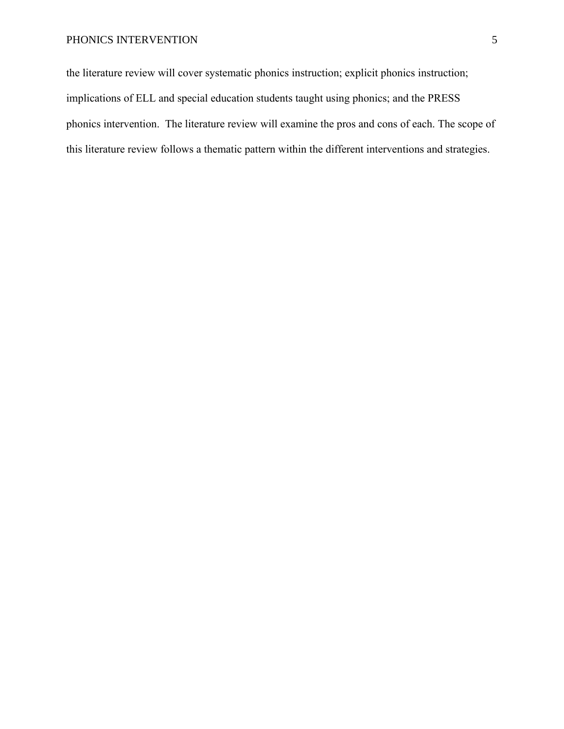the literature review will cover systematic phonics instruction; explicit phonics instruction; implications of ELL and special education students taught using phonics; and the PRESS phonics intervention. The literature review will examine the pros and cons of each. The scope of this literature review follows a thematic pattern within the different interventions and strategies.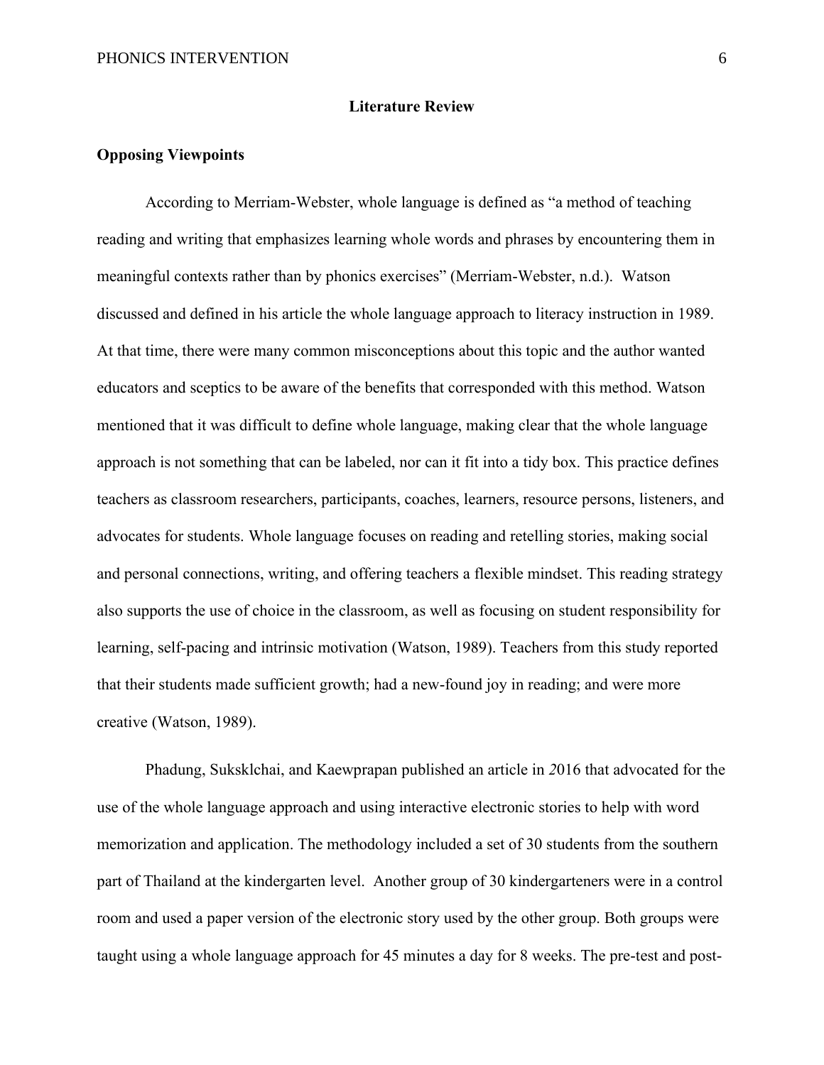## Literature Review

### Opposing Viewpoints

According to Merriam-Webster, whole language is defined as "a method of teaching reading and writing that emphasizes learning whole words and phrases by encountering them in meaningful contexts rather than by phonics exercises" (Merriam-Webster, n.d.). Watson discussed and defined in his article the whole language approach to literacy instruction in 1989. At that time, there were many common misconceptions about this topic and the author wanted educators and sceptics to be aware of the benefits that corresponded with this method. Watson mentioned that it was difficult to define whole language, making clear that the whole language approach is not something that can be labeled, nor can it fit into a tidy box. This practice defines teachers as classroom researchers, participants, coaches, learners, resource persons, listeners, and advocates for students. Whole language focuses on reading and retelling stories, making social and personal connections, writing, and offering teachers a flexible mindset. This reading strategy also supports the use of choice in the classroom, as well as focusing on student responsibility for learning, self-pacing and intrinsic motivation (Watson, 1989). Teachers from this study reported that their students made sufficient growth; had a new-found joy in reading; and were more creative (Watson, 1989).

Phadung, Suksklchai, and Kaewprapan published an article in *2*016 that advocated for the use of the whole language approach and using interactive electronic stories to help with word memorization and application. The methodology included a set of 30 students from the southern part of Thailand at the kindergarten level. Another group of 30 kindergarteners were in a control room and used a paper version of the electronic story used by the other group. Both groups were taught using a whole language approach for 45 minutes a day for 8 weeks. The pre-test and post-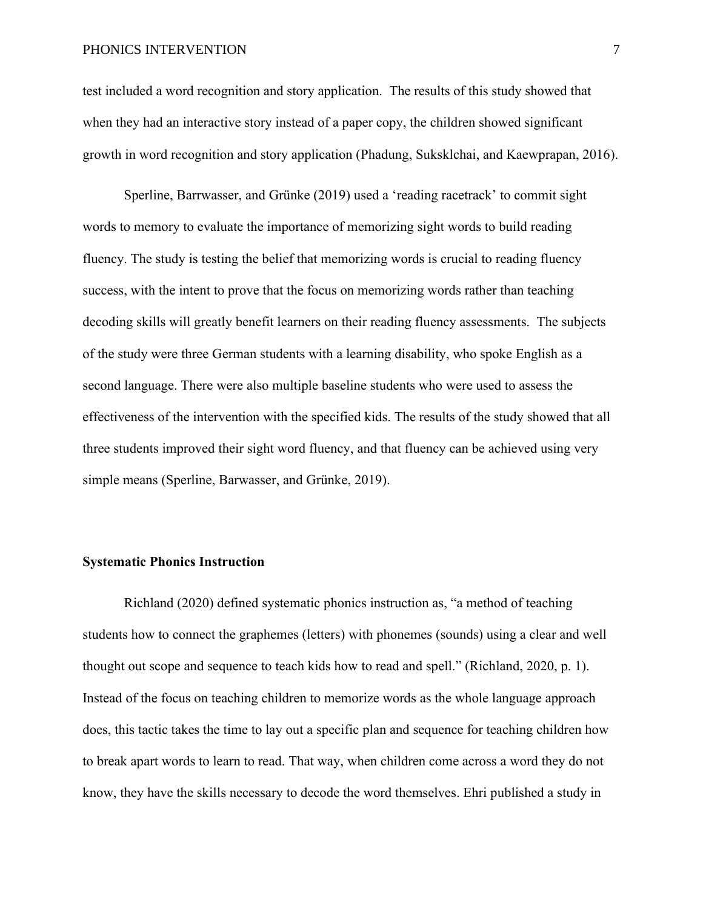test included a word recognition and story application. The results of this study showed that when they had an interactive story instead of a paper copy, the children showed significant growth in word recognition and story application (Phadung, Suksklchai, and Kaewprapan, 2016).

Sperline, Barrwasser, and Grünke (2019) used a 'reading racetrack' to commit sight words to memory to evaluate the importance of memorizing sight words to build reading fluency. The study is testing the belief that memorizing words is crucial to reading fluency success, with the intent to prove that the focus on memorizing words rather than teaching decoding skills will greatly benefit learners on their reading fluency assessments. The subjects of the study were three German students with a learning disability, who spoke English as a second language. There were also multiple baseline students who were used to assess the effectiveness of the intervention with the specified kids. The results of the study showed that all three students improved their sight word fluency, and that fluency can be achieved using very simple means (Sperline, Barwasser, and Grünke, 2019).

**Systematic Phonics Instruction**

Richland (2020) defined systematic phonics instruction as, "a method of teaching students how to connect the graphemes (letters) with phonemes (sounds) using a clear and well thought out scope and sequence to teach kids how to read and spell." (Richland, 2020, p. 1). Instead of the focus on teaching children to memorize words as the whole language approach does, this tactic takes the time to lay out a specific plan and sequence for teaching children how to break apart words to learn to read. That way, when children come across a word they do not know, they have the skills necessary to decode the word themselves. Ehri published a study in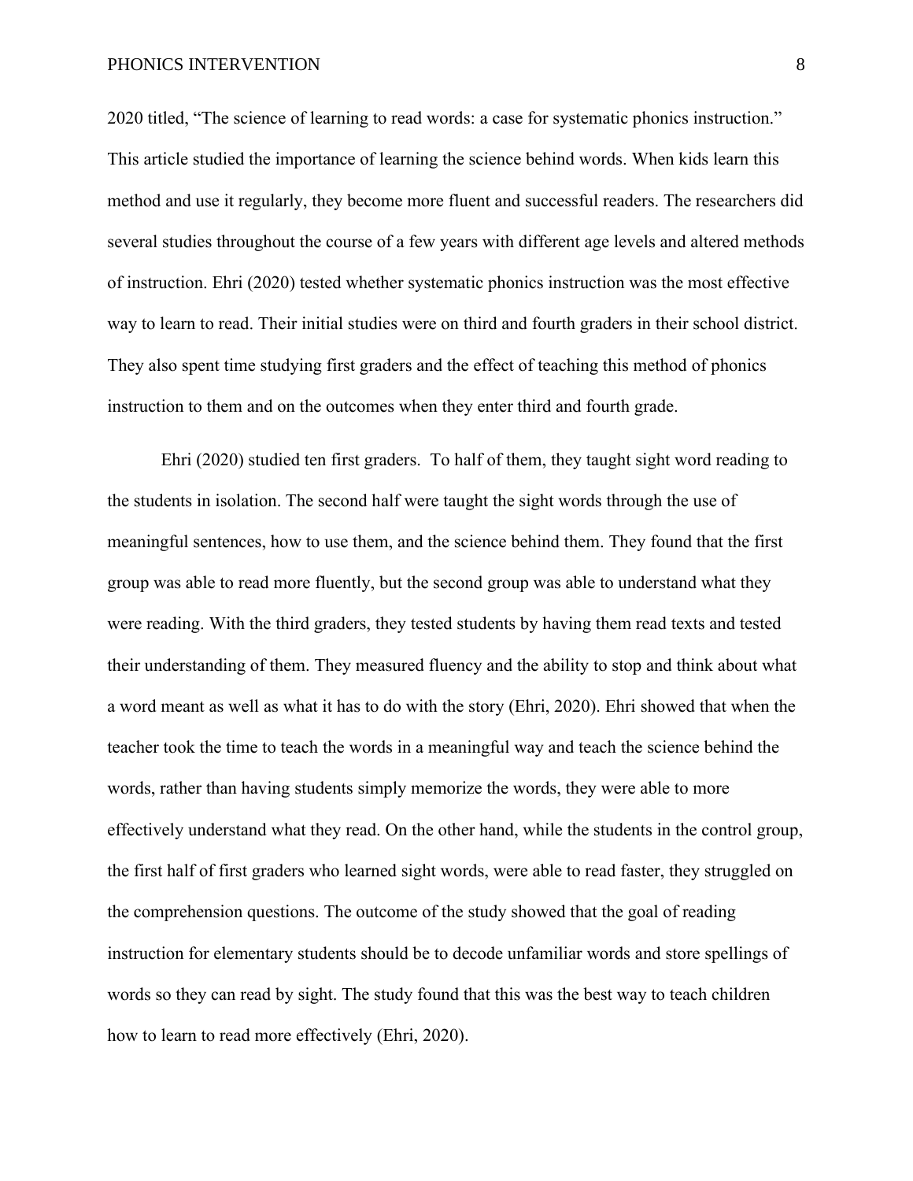2020 titled, “The science of learning to read words: a case for systematic phonics instruction.” This article studied the importance of learning the science behind words. When kids learn this method and use it regularly, they become more fluent and successful readers. The researchers did several studies throughout the course of a few years with different age levels and altered methods of instruction. Ehri (2020) tested whether systematic phonics instruction was the most effective way to learn to read. Their initial studies were on third and fourth graders in their school district. They also spent time studying first graders and the effect of teaching this method of phonics instruction to them and on the outcomes when they enter third and fourth grade.

Ehri (2020) studied ten first graders.  To half of them, they taught sight word reading to the students in isolation. The second half were taught the sight words through the use of meaningful sentences, how to use them, and the science behind them. They found that the first group was able to read more fluently, but the second group was able to understand what they were reading. With the third graders, they tested students by having them read texts and tested their understanding of them. They measured fluency and the ability to stop and think about what a word meant as well as what it has to do with the story (Ehri, 2020). Ehri showed that when the teacher took the time to teach the words in a meaningful way and teach the science behind the words, rather than having students simply memorize the words, they were able to more effectively understand what they read. On the other hand, while the students in the control group, the first half of first graders who learned sight words, were able to read faster, they struggled on the comprehension questions. The outcome of the study showed that the goal of reading instruction for elementary students should be to decode unfamiliar words and store spellings of words so they can read by sight. The study found that this was the best way to teach children how to learn to read more effectively (Ehri, 2020).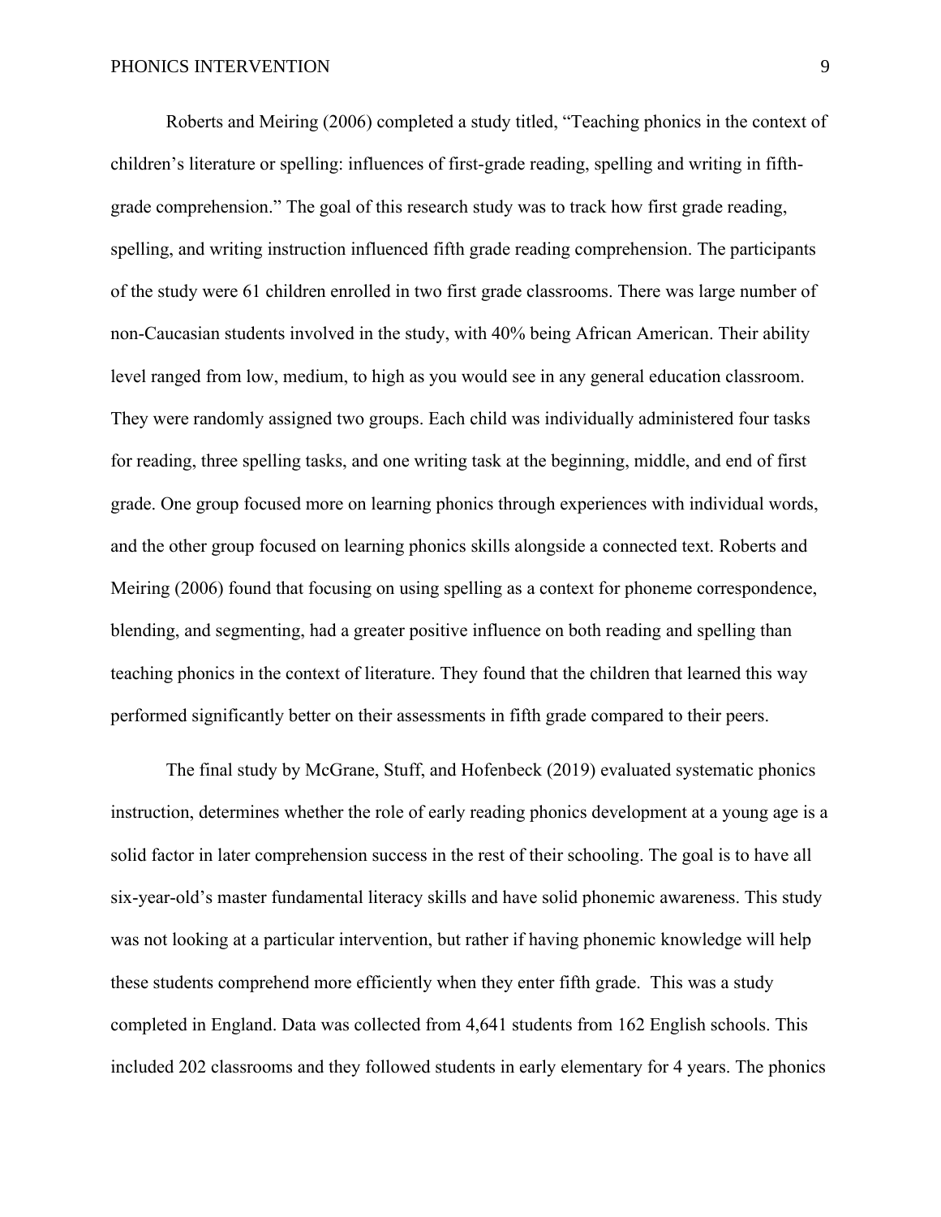Roberts and Meiring (2006) completed a study titled, "Teaching phonics in the context of children's literature or spelling: influences of first-grade reading, spelling and writing in fifth-grade comprehension." The goal of this research study was to track how first grade reading, spelling, and writing instruction influenced fifth grade reading comprehension. The participants of the study were 61 children enrolled in two first grade classrooms. There was large number of non-Caucasian students involved in the study, with 40% being African American. Their ability level ranged from low, medium, to high as you would see in any general education classroom. They were randomly assigned two groups. Each child was individually administered four tasks for reading, three spelling tasks, and one writing task at the beginning, middle, and end of first grade. One group focused more on learning phonics through experiences with individual words, and the other group focused on learning phonics skills alongside a connected text. Roberts and Meiring (2006) found that focusing on using spelling as a context for phoneme correspondence, blending, and segmenting, had a greater positive influence on both reading and spelling than teaching phonics in the context of literature. They found that the children that learned this way performed significantly better on their assessments in fifth grade compared to their peers.

The final study by McGrane, Stuff, and Hofenbeck (2019) evaluated systematic phonics instruction, determines whether the role of early reading phonics development at a young age is a solid factor in later comprehension success in the rest of their schooling. The goal is to have all six-year-old's master fundamental literacy skills and have solid phonemic awareness. This study was not looking at a particular intervention, but rather if having phonemic knowledge will help these students comprehend more efficiently when they enter fifth grade.  This was a study completed in England. Data was collected from 4,641 students from 162 English schools. This included 202 classrooms and they followed students in early elementary for 4 years. The phonics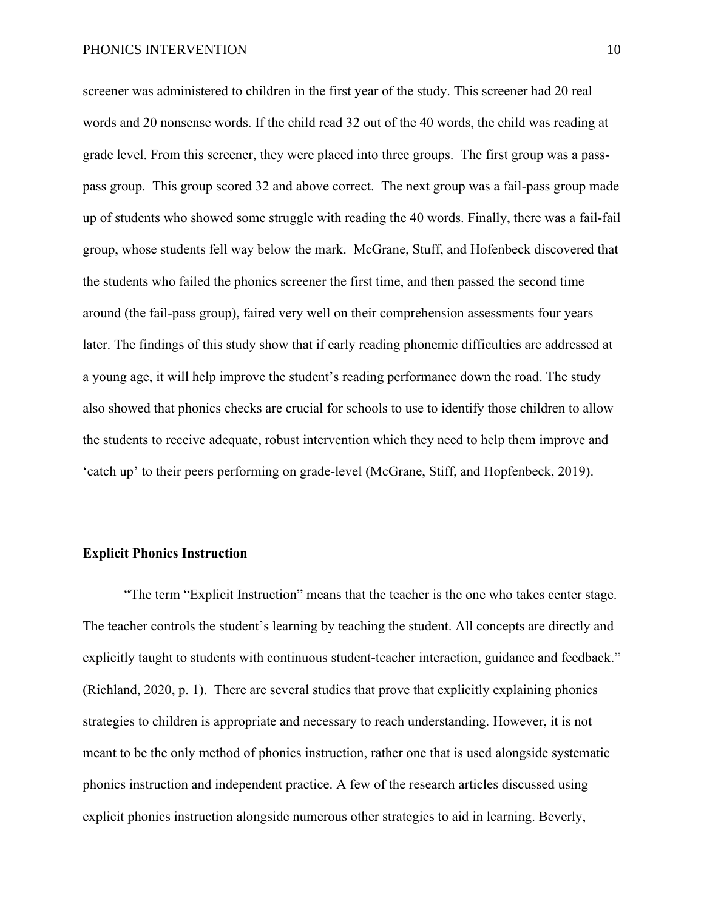screener was administered to children in the first year of the study. This screener had 20 real words and 20 nonsense words. If the child read 32 out of the 40 words, the child was reading at grade level. From this screener, they were placed into three groups. The first group was a pass-pass group. This group scored 32 and above correct. The next group was a fail-pass group made up of students who showed some struggle with reading the 40 words. Finally, there was a fail-fail group, whose students fell way below the mark. McGrane, Stuff, and Hofenbeck discovered that the students who failed the phonics screener the first time, and then passed the second time around (the fail-pass group), faired very well on their comprehension assessments four years later. The findings of this study show that if early reading phonemic difficulties are addressed at a young age, it will help improve the student's reading performance down the road. The study also showed that phonics checks are crucial for schools to use to identify those children to allow the students to receive adequate, robust intervention which they need to help them improve and 'catch up' to their peers performing on grade-level (McGrane, Stiff, and Hopfenbeck, 2019).

**Explicit Phonics Instruction**

"The term "Explicit Instruction" means that the teacher is the one who takes center stage. The teacher controls the student's learning by teaching the student. All concepts are directly and explicitly taught to students with continuous student-teacher interaction, guidance and feedback." (Richland, 2020, p. 1). There are several studies that prove that explicitly explaining phonics strategies to children is appropriate and necessary to reach understanding. However, it is not meant to be the only method of phonics instruction, rather one that is used alongside systematic phonics instruction and independent practice. A few of the research articles discussed using explicit phonics instruction alongside numerous other strategies to aid in learning. Beverly,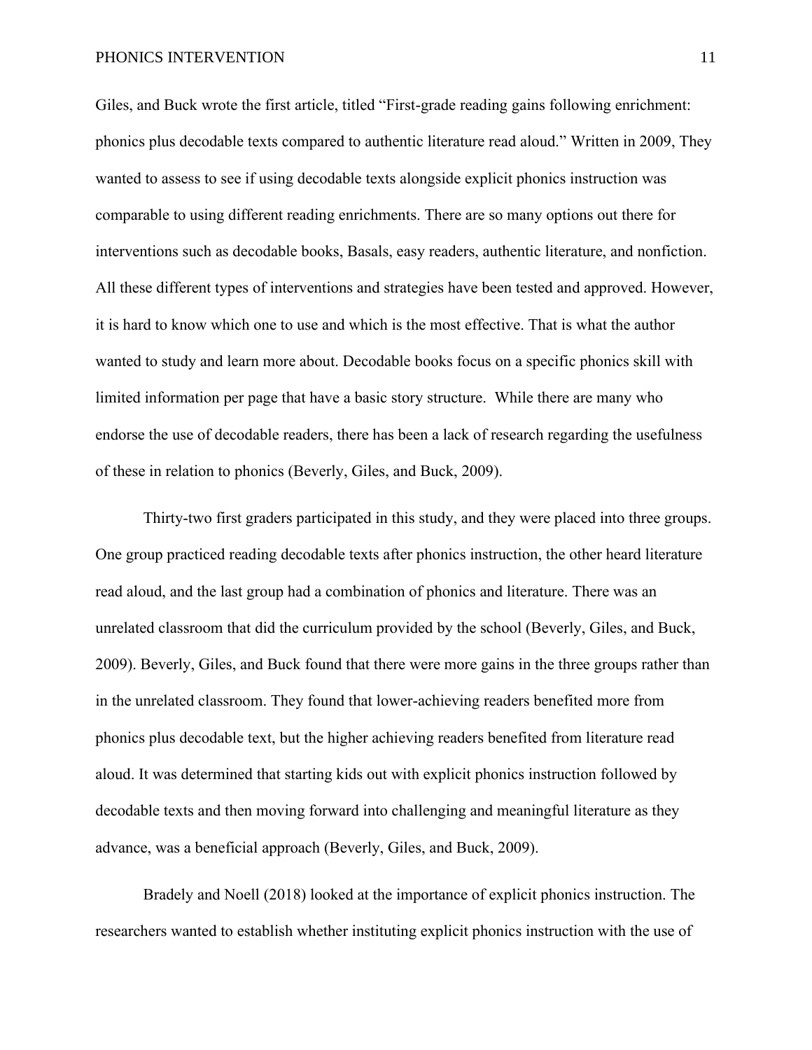Giles, and Buck wrote the first article, titled "First-grade reading gains following enrichment: phonics plus decodable texts compared to authentic literature read aloud." Written in 2009, They wanted to assess to see if using decodable texts alongside explicit phonics instruction was comparable to using different reading enrichments. There are so many options out there for interventions such as decodable books, Basals, easy readers, authentic literature, and nonfiction. All these different types of interventions and strategies have been tested and approved. However, it is hard to know which one to use and which is the most effective. That is what the author wanted to study and learn more about. Decodable books focus on a specific phonics skill with limited information per page that have a basic story structure. While there are many who endorse the use of decodable readers, there has been a lack of research regarding the usefulness of these in relation to phonics (Beverly, Giles, and Buck, 2009).

Thirty-two first graders participated in this study, and they were placed into three groups. One group practiced reading decodable texts after phonics instruction, the other heard literature read aloud, and the last group had a combination of phonics and literature. There was an unrelated classroom that did the curriculum provided by the school (Beverly, Giles, and Buck, 2009). Beverly, Giles, and Buck found that there were more gains in the three groups rather than in the unrelated classroom. They found that lower-achieving readers benefited more from phonics plus decodable text, but the higher achieving readers benefited from literature read aloud. It was determined that starting kids out with explicit phonics instruction followed by decodable texts and then moving forward into challenging and meaningful literature as they advance, was a beneficial approach (Beverly, Giles, and Buck, 2009).

Bradely and Noell (2018) looked at the importance of explicit phonics instruction. The researchers wanted to establish whether instituting explicit phonics instruction with the use of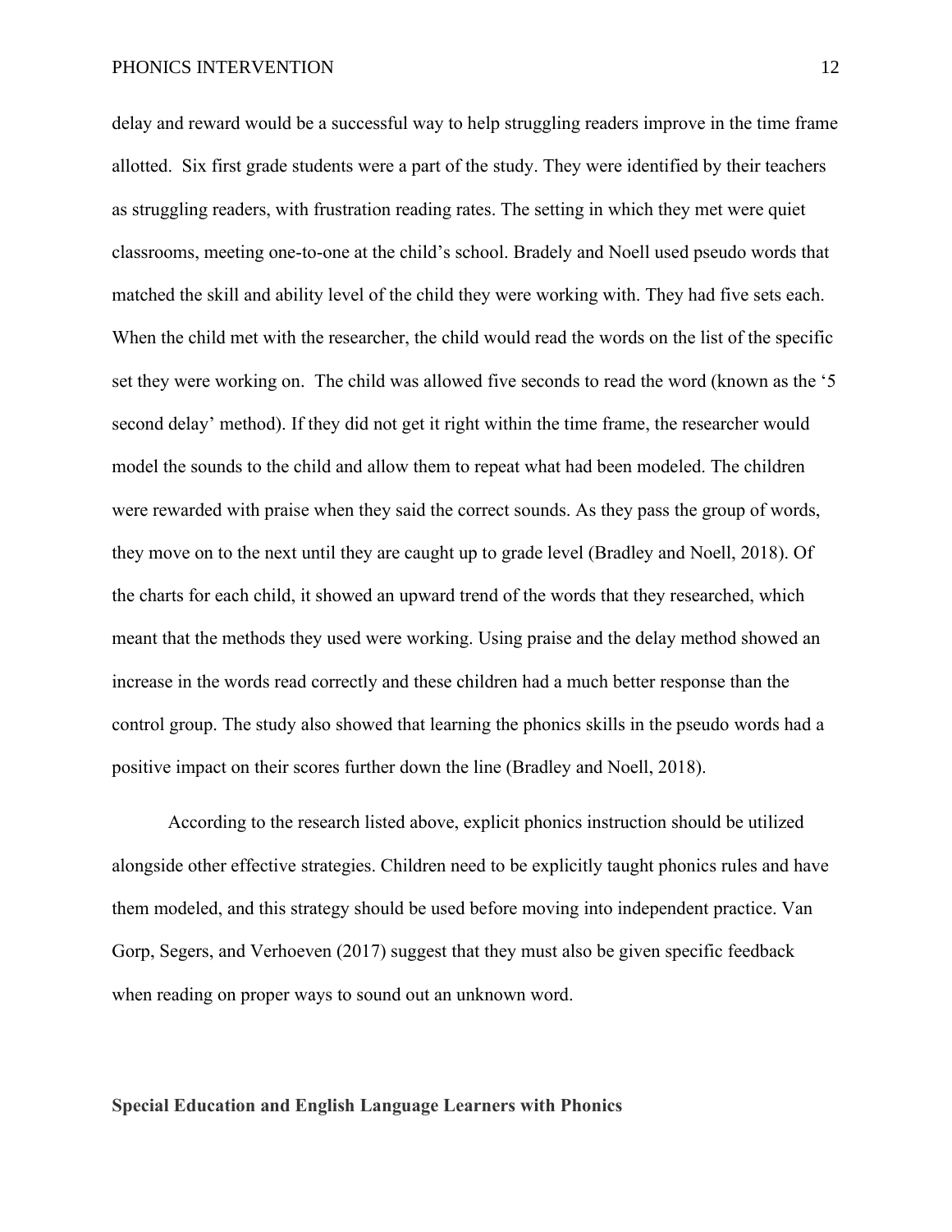delay and reward would be a successful way to help struggling readers improve in the time frame allotted. Six first grade students were a part of the study. They were identified by their teachers as struggling readers, with frustration reading rates. The setting in which they met were quiet classrooms, meeting one-to-one at the child's school. Bradely and Noell used pseudo words that matched the skill and ability level of the child they were working with. They had five sets each. When the child met with the researcher, the child would read the words on the list of the specific set they were working on. The child was allowed five seconds to read the word (known as the '5 second delay' method). If they did not get it right within the time frame, the researcher would model the sounds to the child and allow them to repeat what had been modeled. The children were rewarded with praise when they said the correct sounds. As they pass the group of words, they move on to the next until they are caught up to grade level (Bradley and Noell, 2018). Of the charts for each child, it showed an upward trend of the words that they researched, which meant that the methods they used were working. Using praise and the delay method showed an increase in the words read correctly and these children had a much better response than the control group. The study also showed that learning the phonics skills in the pseudo words had a positive impact on their scores further down the line (Bradley and Noell, 2018).

According to the research listed above, explicit phonics instruction should be utilized alongside other effective strategies. Children need to be explicitly taught phonics rules and have them modeled, and this strategy should be used before moving into independent practice. Van Gorp, Segers, and Verhoeven (2017) suggest that they must also be given specific feedback when reading on proper ways to sound out an unknown word.

## Special Education and English Language Learners with Phonics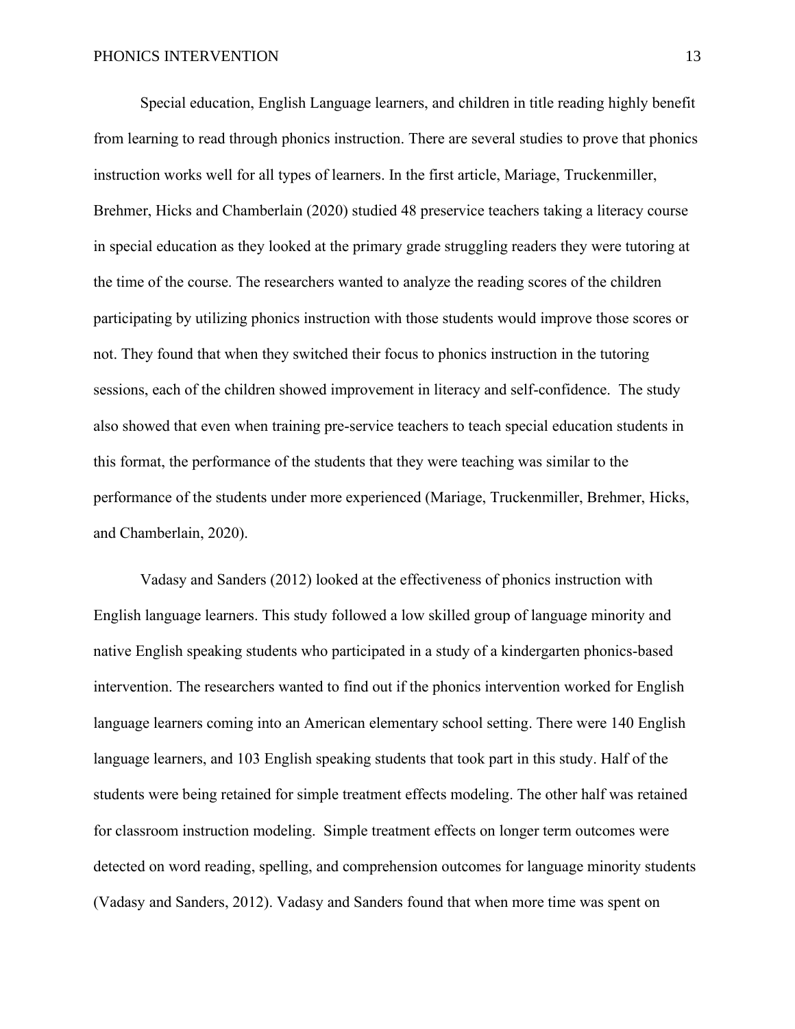Special education, English Language learners, and children in title reading highly benefit from learning to read through phonics instruction. There are several studies to prove that phonics instruction works well for all types of learners. In the first article, Mariage, Truckenmiller, Brehmer, Hicks and Chamberlain (2020) studied 48 preservice teachers taking a literacy course in special education as they looked at the primary grade struggling readers they were tutoring at the time of the course. The researchers wanted to analyze the reading scores of the children participating by utilizing phonics instruction with those students would improve those scores or not. They found that when they switched their focus to phonics instruction in the tutoring sessions, each of the children showed improvement in literacy and self-confidence.  The study also showed that even when training pre-service teachers to teach special education students in this format, the performance of the students that they were teaching was similar to the performance of the students under more experienced (Mariage, Truckenmiller, Brehmer, Hicks, and Chamberlain, 2020).

Vadasy and Sanders (2012) looked at the effectiveness of phonics instruction with English language learners. This study followed a low skilled group of language minority and native English speaking students who participated in a study of a kindergarten phonics-based intervention. The researchers wanted to find out if the phonics intervention worked for English language learners coming into an American elementary school setting. There were 140 English language learners, and 103 English speaking students that took part in this study. Half of the students were being retained for simple treatment effects modeling. The other half was retained for classroom instruction modeling.  Simple treatment effects on longer term outcomes were detected on word reading, spelling, and comprehension outcomes for language minority students (Vadasy and Sanders, 2012). Vadasy and Sanders found that when more time was spent on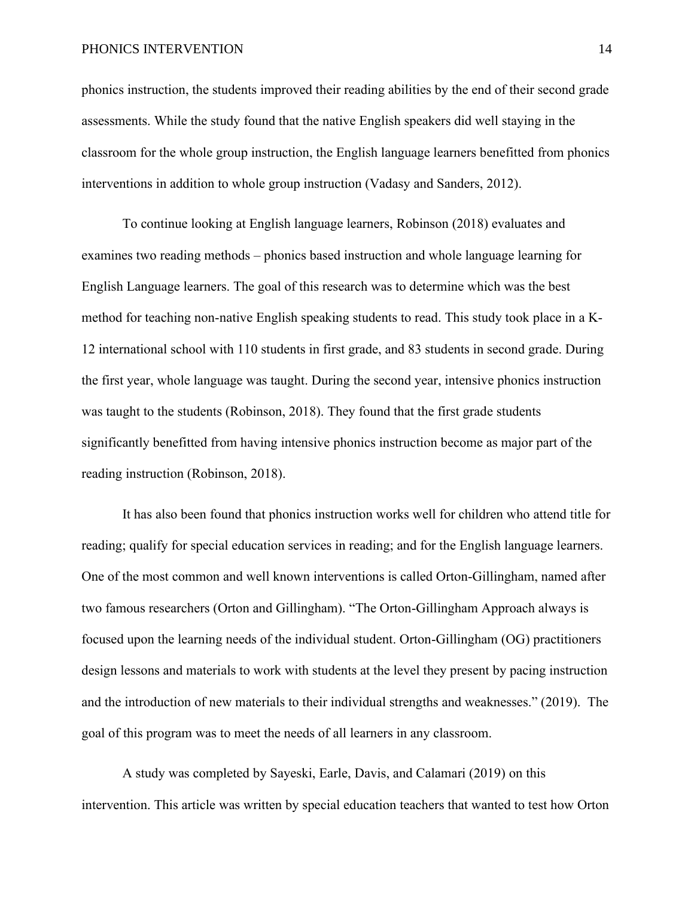phonics instruction, the students improved their reading abilities by the end of their second grade assessments. While the study found that the native English speakers did well staying in the classroom for the whole group instruction, the English language learners benefitted from phonics interventions in addition to whole group instruction (Vadasy and Sanders, 2012).

To continue looking at English language learners, Robinson (2018) evaluates and examines two reading methods – phonics based instruction and whole language learning for English Language learners. The goal of this research was to determine which was the best method for teaching non-native English speaking students to read. This study took place in a K-12 international school with 110 students in first grade, and 83 students in second grade. During the first year, whole language was taught. During the second year, intensive phonics instruction was taught to the students (Robinson, 2018). They found that the first grade students significantly benefitted from having intensive phonics instruction become as major part of the reading instruction (Robinson, 2018).

It has also been found that phonics instruction works well for children who attend title for reading; qualify for special education services in reading; and for the English language learners. One of the most common and well known interventions is called Orton-Gillingham, named after two famous researchers (Orton and Gillingham). "The Orton-Gillingham Approach always is focused upon the learning needs of the individual student. Orton-Gillingham (OG) practitioners design lessons and materials to work with students at the level they present by pacing instruction and the introduction of new materials to their individual strengths and weaknesses." (2019). The goal of this program was to meet the needs of all learners in any classroom.

A study was completed by Sayeski, Earle, Davis, and Calamari (2019) on this intervention. This article was written by special education teachers that wanted to test how Orton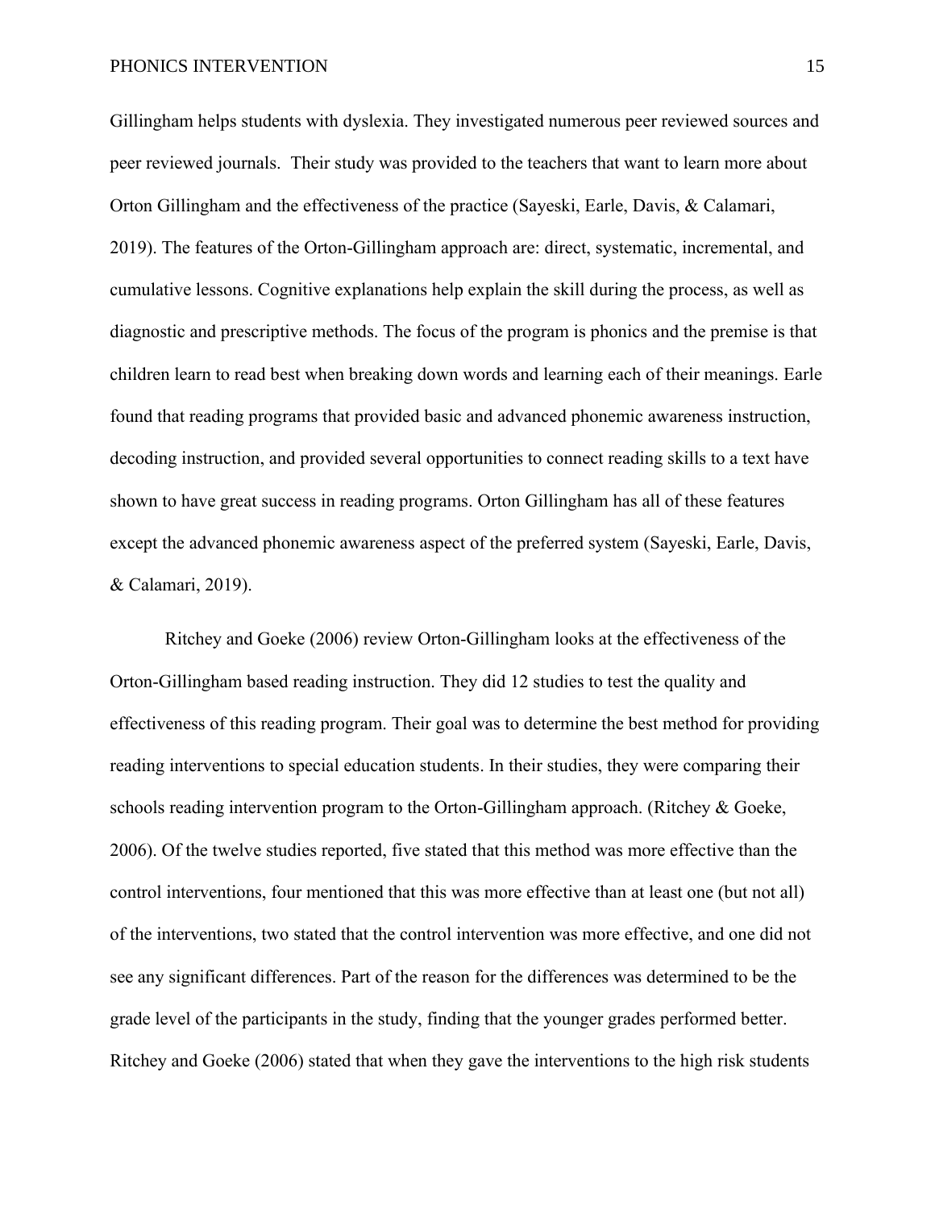Gillingham helps students with dyslexia. They investigated numerous peer reviewed sources and peer reviewed journals.  Their study was provided to the teachers that want to learn more about Orton Gillingham and the effectiveness of the practice (Sayeski, Earle, Davis, & Calamari, 2019). The features of the Orton-Gillingham approach are: direct, systematic, incremental, and cumulative lessons. Cognitive explanations help explain the skill during the process, as well as diagnostic and prescriptive methods. The focus of the program is phonics and the premise is that children learn to read best when breaking down words and learning each of their meanings. Earle found that reading programs that provided basic and advanced phonemic awareness instruction, decoding instruction, and provided several opportunities to connect reading skills to a text have shown to have great success in reading programs. Orton Gillingham has all of these features except the advanced phonemic awareness aspect of the preferred system (Sayeski, Earle, Davis, & Calamari, 2019).

Ritchey and Goeke (2006) review Orton-Gillingham looks at the effectiveness of the Orton-Gillingham based reading instruction. They did 12 studies to test the quality and effectiveness of this reading program. Their goal was to determine the best method for providing reading interventions to special education students. In their studies, they were comparing their schools reading intervention program to the Orton-Gillingham approach. (Ritchey & Goeke, 2006). Of the twelve studies reported, five stated that this method was more effective than the control interventions, four mentioned that this was more effective than at least one (but not all) of the interventions, two stated that the control intervention was more effective, and one did not see any significant differences. Part of the reason for the differences was determined to be the grade level of the participants in the study, finding that the younger grades performed better. Ritchey and Goeke (2006) stated that when they gave the interventions to the high risk students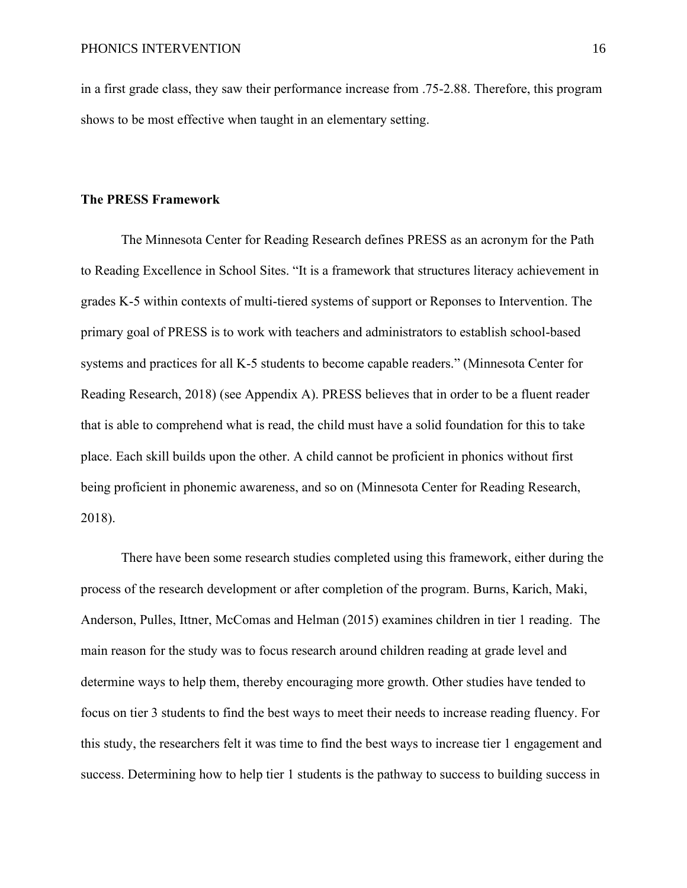in a first grade class, they saw their performance increase from .75-2.88. Therefore, this program shows to be most effective when taught in an elementary setting.

### The PRESS Framework

The Minnesota Center for Reading Research defines PRESS as an acronym for the Path to Reading Excellence in School Sites. "It is a framework that structures literacy achievement in grades K-5 within contexts of multi-tiered systems of support or Reponses to Intervention. The primary goal of PRESS is to work with teachers and administrators to establish school-based systems and practices for all K-5 students to become capable readers." (Minnesota Center for Reading Research, 2018) (see Appendix A). PRESS believes that in order to be a fluent reader that is able to comprehend what is read, the child must have a solid foundation for this to take place. Each skill builds upon the other. A child cannot be proficient in phonics without first being proficient in phonemic awareness, and so on (Minnesota Center for Reading Research, 2018).

There have been some research studies completed using this framework, either during the process of the research development or after completion of the program. Burns, Karich, Maki, Anderson, Pulles, Ittner, McComas and Helman (2015) examines children in tier 1 reading. The main reason for the study was to focus research around children reading at grade level and determine ways to help them, thereby encouraging more growth. Other studies have tended to focus on tier 3 students to find the best ways to meet their needs to increase reading fluency. For this study, the researchers felt it was time to find the best ways to increase tier 1 engagement and success. Determining how to help tier 1 students is the pathway to success to building success in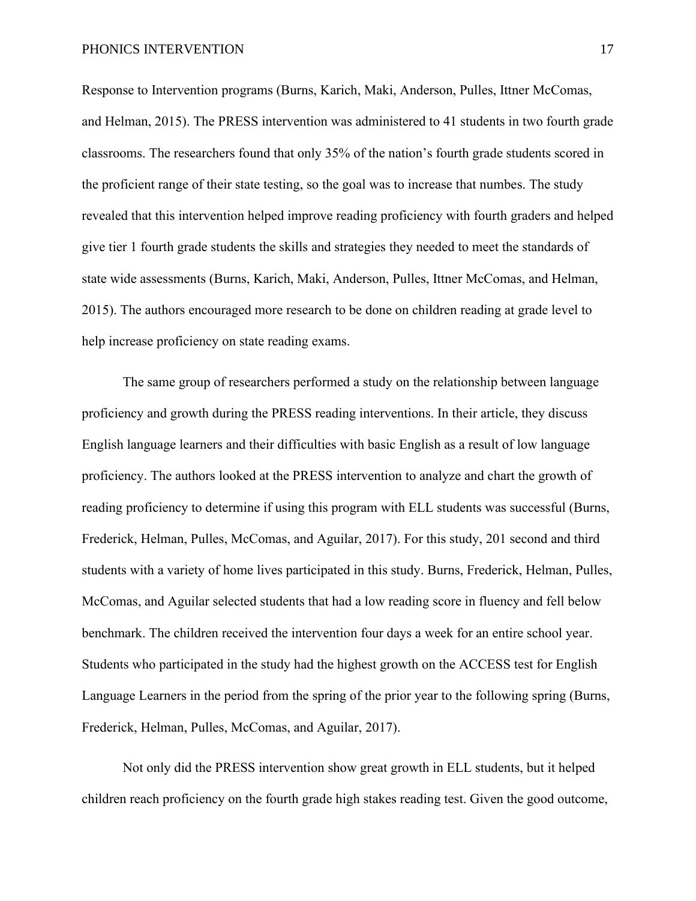Response to Intervention programs (Burns, Karich, Maki, Anderson, Pulles, Ittner McComas, and Helman, 2015). The PRESS intervention was administered to 41 students in two fourth grade classrooms. The researchers found that only 35% of the nation's fourth grade students scored in the proficient range of their state testing, so the goal was to increase that numbes. The study revealed that this intervention helped improve reading proficiency with fourth graders and helped give tier 1 fourth grade students the skills and strategies they needed to meet the standards of state wide assessments (Burns, Karich, Maki, Anderson, Pulles, Ittner McComas, and Helman, 2015). The authors encouraged more research to be done on children reading at grade level to help increase proficiency on state reading exams.

The same group of researchers performed a study on the relationship between language proficiency and growth during the PRESS reading interventions. In their article, they discuss English language learners and their difficulties with basic English as a result of low language proficiency. The authors looked at the PRESS intervention to analyze and chart the growth of reading proficiency to determine if using this program with ELL students was successful (Burns, Frederick, Helman, Pulles, McComas, and Aguilar, 2017). For this study, 201 second and third students with a variety of home lives participated in this study. Burns, Frederick, Helman, Pulles, McComas, and Aguilar selected students that had a low reading score in fluency and fell below benchmark. The children received the intervention four days a week for an entire school year. Students who participated in the study had the highest growth on the ACCESS test for English Language Learners in the period from the spring of the prior year to the following spring (Burns, Frederick, Helman, Pulles, McComas, and Aguilar, 2017).

Not only did the PRESS intervention show great growth in ELL students, but it helped children reach proficiency on the fourth grade high stakes reading test. Given the good outcome,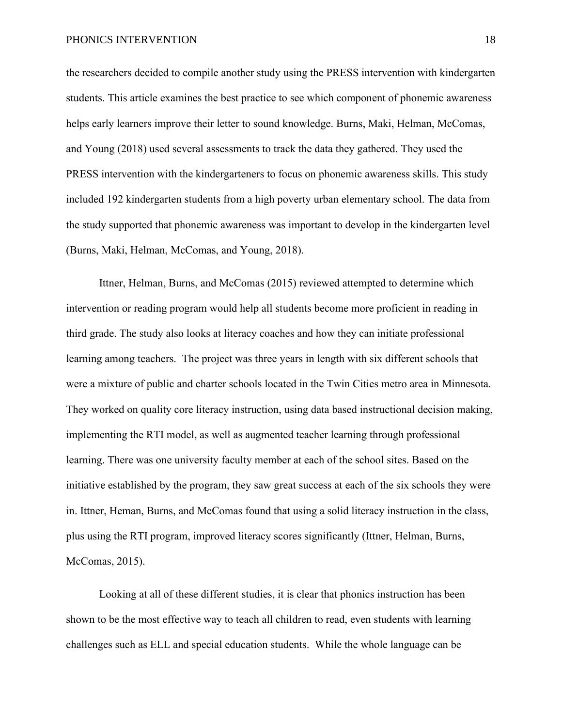the researchers decided to compile another study using the PRESS intervention with kindergarten students. This article examines the best practice to see which component of phonemic awareness helps early learners improve their letter to sound knowledge. Burns, Maki, Helman, McComas, and Young (2018) used several assessments to track the data they gathered. They used the PRESS intervention with the kindergarteners to focus on phonemic awareness skills. This study included 192 kindergarten students from a high poverty urban elementary school. The data from the study supported that phonemic awareness was important to develop in the kindergarten level (Burns, Maki, Helman, McComas, and Young, 2018).

Ittner, Helman, Burns, and McComas (2015) reviewed attempted to determine which intervention or reading program would help all students become more proficient in reading in third grade. The study also looks at literacy coaches and how they can initiate professional learning among teachers.  The project was three years in length with six different schools that were a mixture of public and charter schools located in the Twin Cities metro area in Minnesota. They worked on quality core literacy instruction, using data based instructional decision making, implementing the RTI model, as well as augmented teacher learning through professional learning. There was one university faculty member at each of the school sites. Based on the initiative established by the program, they saw great success at each of the six schools they were in. Ittner, Heman, Burns, and McComas found that using a solid literacy instruction in the class, plus using the RTI program, improved literacy scores significantly (Ittner, Helman, Burns, McComas, 2015).

Looking at all of these different studies, it is clear that phonics instruction has been shown to be the most effective way to teach all children to read, even students with learning challenges such as ELL and special education students.  While the whole language can be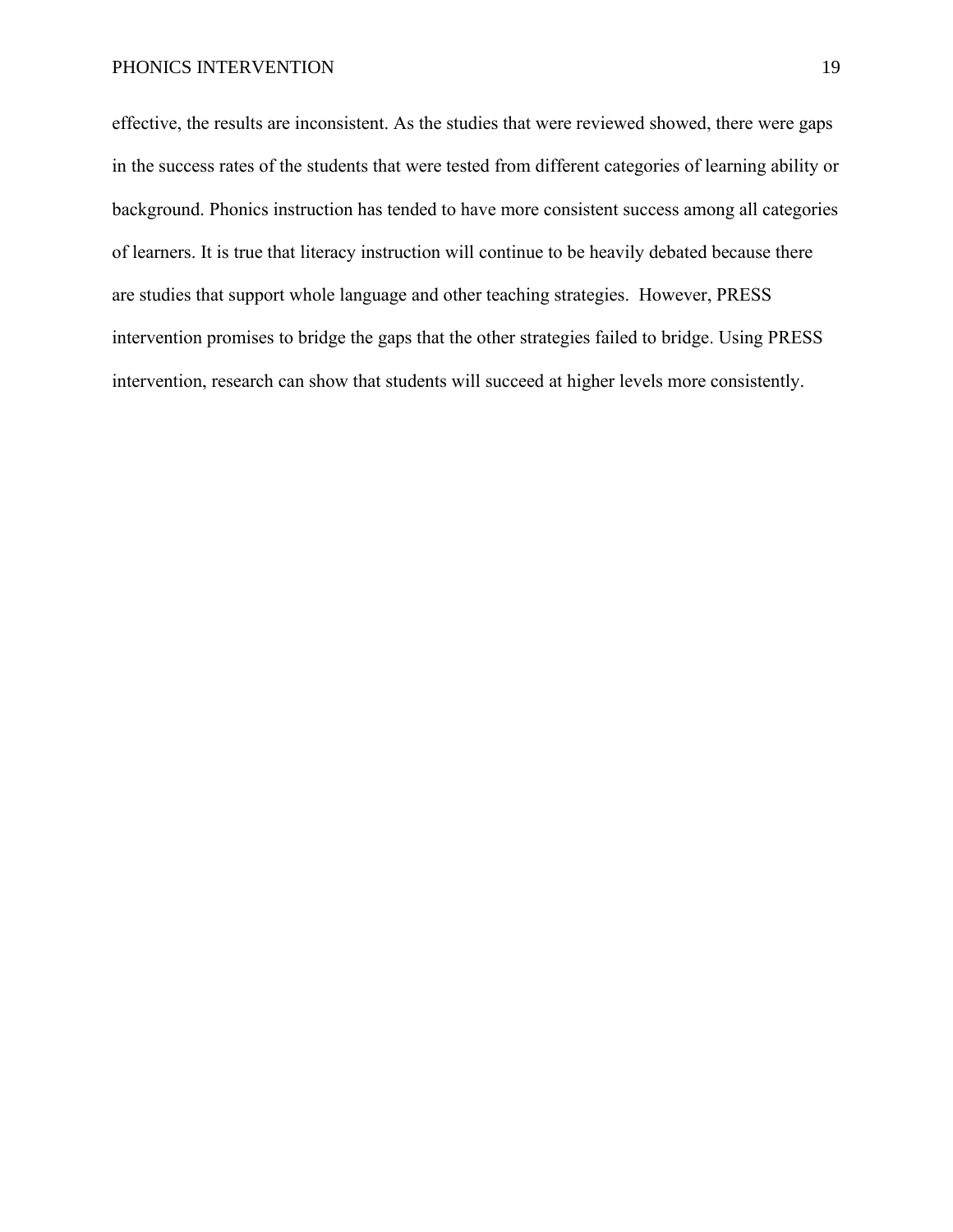effective, the results are inconsistent. As the studies that were reviewed showed, there were gaps in the success rates of the students that were tested from different categories of learning ability or background. Phonics instruction has tended to have more consistent success among all categories of learners. It is true that literacy instruction will continue to be heavily debated because there are studies that support whole language and other teaching strategies. However, PRESS intervention promises to bridge the gaps that the other strategies failed to bridge. Using PRESS intervention, research can show that students will succeed at higher levels more consistently.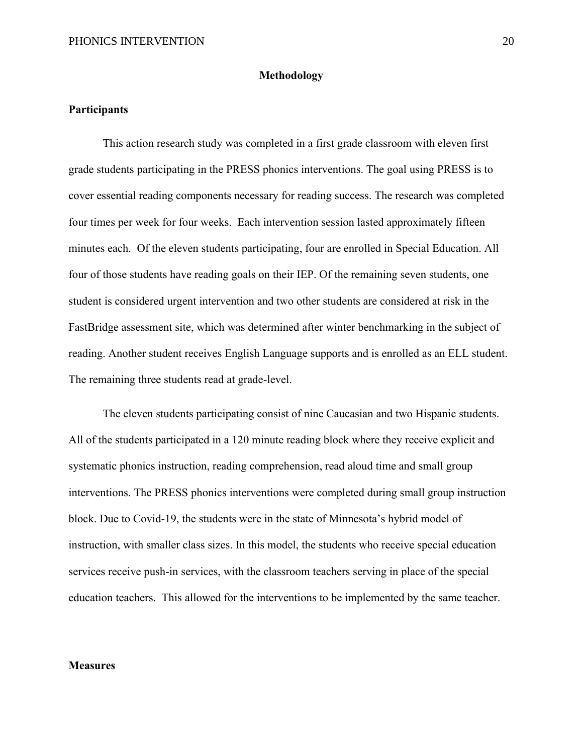# Methodology

## Participants

This action research study was completed in a first grade classroom with eleven first grade students participating in the PRESS phonics interventions. The goal using PRESS is to cover essential reading components necessary for reading success. The research was completed four times per week for four weeks. Each intervention session lasted approximately fifteen minutes each. Of the eleven students participating, four are enrolled in Special Education. All four of those students have reading goals on their IEP. Of the remaining seven students, one student is considered urgent intervention and two other students are considered at risk in the FastBridge assessment site, which was determined after winter benchmarking in the subject of reading. Another student receives English Language supports and is enrolled as an ELL student. The remaining three students read at grade-level.

The eleven students participating consist of nine Caucasian and two Hispanic students. All of the students participated in a 120 minute reading block where they receive explicit and systematic phonics instruction, reading comprehension, read aloud time and small group interventions. The PRESS phonics interventions were completed during small group instruction block. Due to Covid-19, the students were in the state of Minnesota's hybrid model of instruction, with smaller class sizes. In this model, the students who receive special education services receive push-in services, with the classroom teachers serving in place of the special education teachers. This allowed for the interventions to be implemented by the same teacher.

## Measures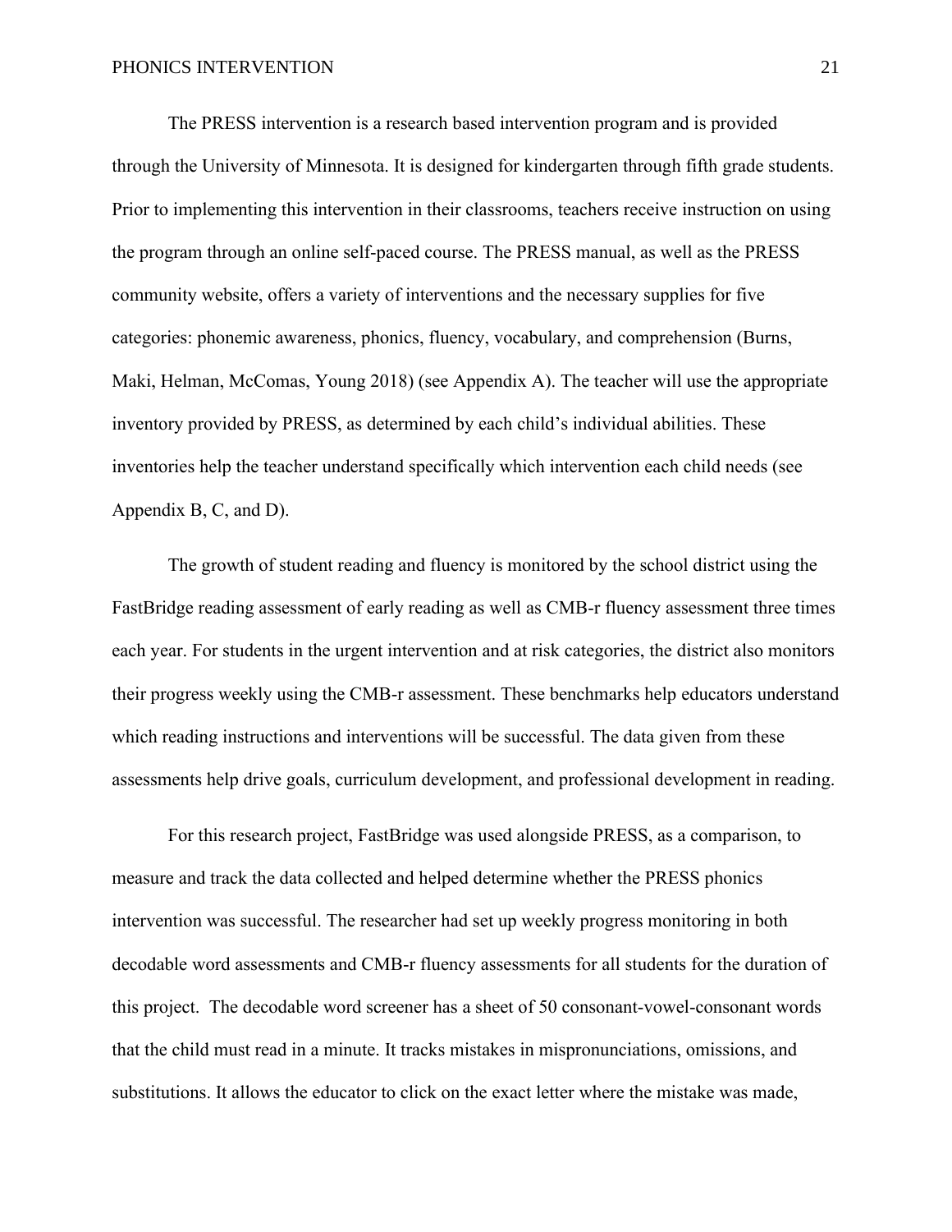The PRESS intervention is a research based intervention program and is provided through the University of Minnesota. It is designed for kindergarten through fifth grade students. Prior to implementing this intervention in their classrooms, teachers receive instruction on using the program through an online self-paced course. The PRESS manual, as well as the PRESS community website, offers a variety of interventions and the necessary supplies for five categories: phonemic awareness, phonics, fluency, vocabulary, and comprehension (Burns, Maki, Helman, McComas, Young 2018) (see Appendix A). The teacher will use the appropriate inventory provided by PRESS, as determined by each child's individual abilities. These inventories help the teacher understand specifically which intervention each child needs (see Appendix B, C, and D).

The growth of student reading and fluency is monitored by the school district using the FastBridge reading assessment of early reading as well as CMB-r fluency assessment three times each year. For students in the urgent intervention and at risk categories, the district also monitors their progress weekly using the CMB-r assessment. These benchmarks help educators understand which reading instructions and interventions will be successful. The data given from these assessments help drive goals, curriculum development, and professional development in reading.

For this research project, FastBridge was used alongside PRESS, as a comparison, to measure and track the data collected and helped determine whether the PRESS phonics intervention was successful. The researcher had set up weekly progress monitoring in both decodable word assessments and CMB-r fluency assessments for all students for the duration of this project. The decodable word screener has a sheet of 50 consonant-vowel-consonant words that the child must read in a minute. It tracks mistakes in mispronunciations, omissions, and substitutions. It allows the educator to click on the exact letter where the mistake was made,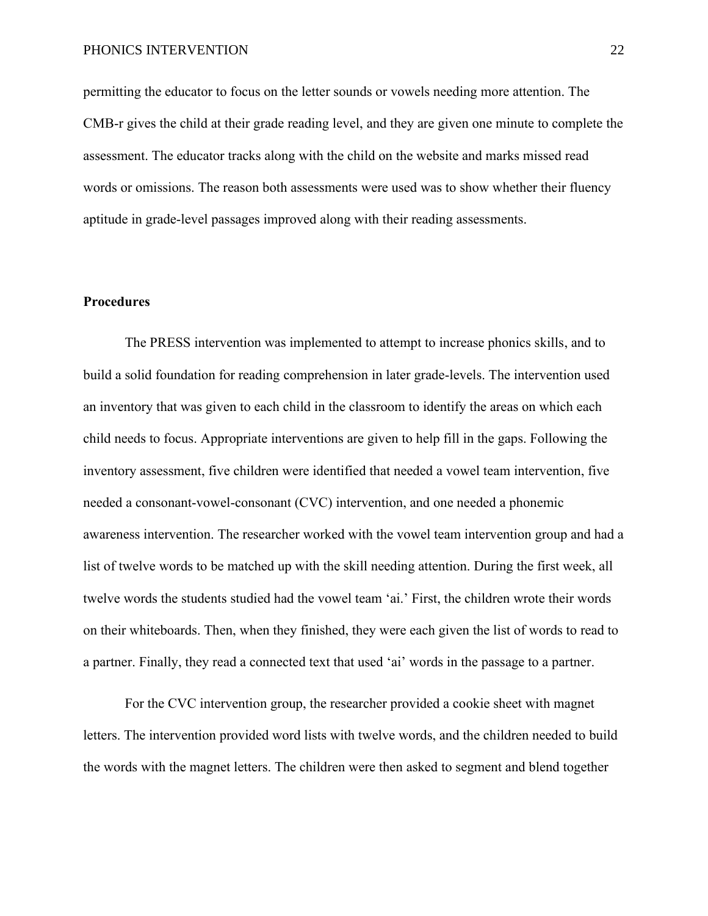permitting the educator to focus on the letter sounds or vowels needing more attention. The CMB-r gives the child at their grade reading level, and they are given one minute to complete the assessment. The educator tracks along with the child on the website and marks missed read words or omissions. The reason both assessments were used was to show whether their fluency aptitude in grade-level passages improved along with their reading assessments.

## Procedures

The PRESS intervention was implemented to attempt to increase phonics skills, and to build a solid foundation for reading comprehension in later grade-levels. The intervention used an inventory that was given to each child in the classroom to identify the areas on which each child needs to focus. Appropriate interventions are given to help fill in the gaps. Following the inventory assessment, five children were identified that needed a vowel team intervention, five needed a consonant-vowel-consonant (CVC) intervention, and one needed a phonemic awareness intervention. The researcher worked with the vowel team intervention group and had a list of twelve words to be matched up with the skill needing attention. During the first week, all twelve words the students studied had the vowel team 'ai.' First, the children wrote their words on their whiteboards. Then, when they finished, they were each given the list of words to read to a partner. Finally, they read a connected text that used 'ai' words in the passage to a partner.

For the CVC intervention group, the researcher provided a cookie sheet with magnet letters. The intervention provided word lists with twelve words, and the children needed to build the words with the magnet letters. The children were then asked to segment and blend together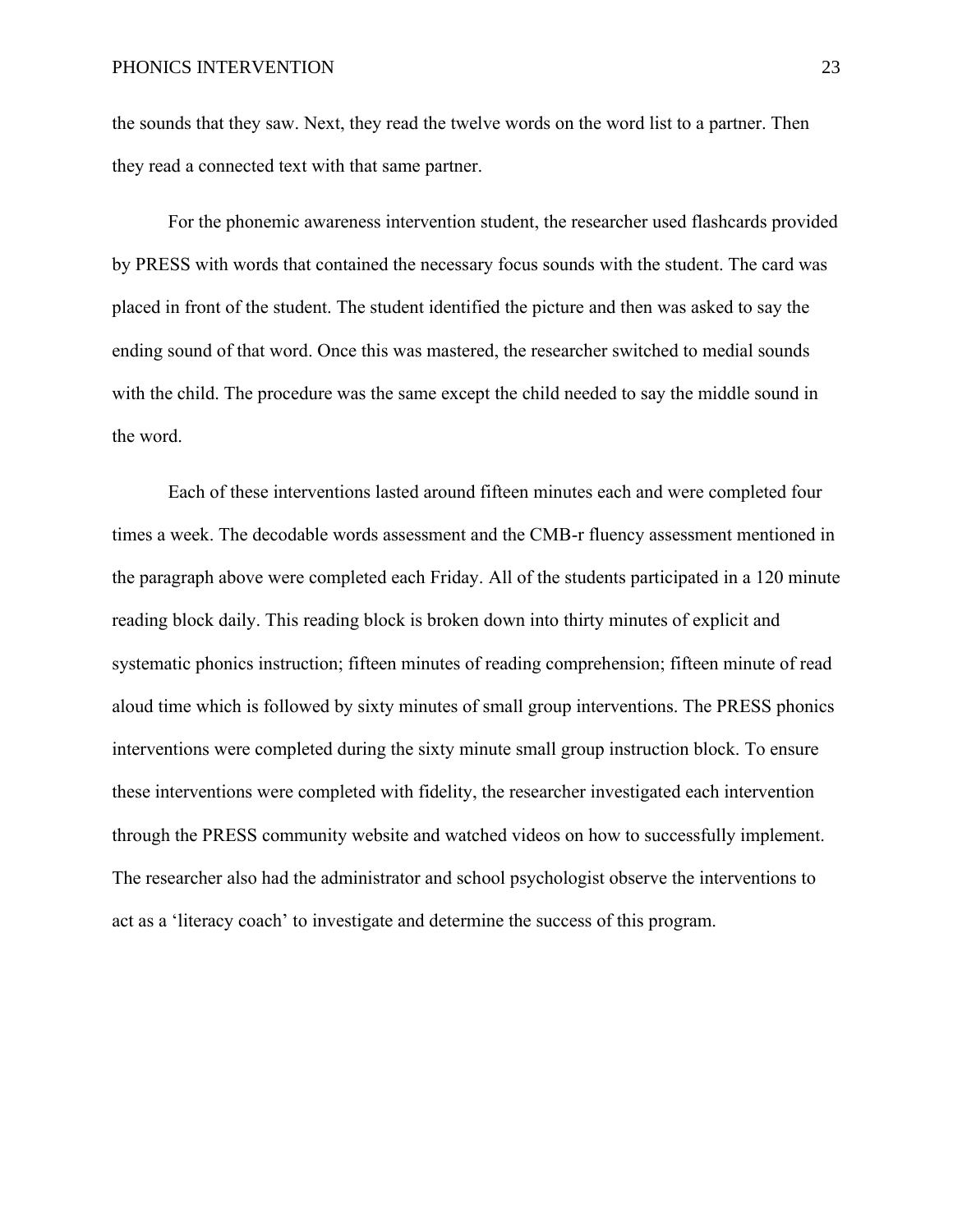the sounds that they saw. Next, they read the twelve words on the word list to a partner. Then they read a connected text with that same partner.

For the phonemic awareness intervention student, the researcher used flashcards provided by PRESS with words that contained the necessary focus sounds with the student. The card was placed in front of the student. The student identified the picture and then was asked to say the ending sound of that word. Once this was mastered, the researcher switched to medial sounds with the child. The procedure was the same except the child needed to say the middle sound in the word.

Each of these interventions lasted around fifteen minutes each and were completed four times a week. The decodable words assessment and the CMB-r fluency assessment mentioned in the paragraph above were completed each Friday. All of the students participated in a 120 minute reading block daily. This reading block is broken down into thirty minutes of explicit and systematic phonics instruction; fifteen minutes of reading comprehension; fifteen minute of read aloud time which is followed by sixty minutes of small group interventions. The PRESS phonics interventions were completed during the sixty minute small group instruction block. To ensure these interventions were completed with fidelity, the researcher investigated each intervention through the PRESS community website and watched videos on how to successfully implement. The researcher also had the administrator and school psychologist observe the interventions to act as a 'literacy coach' to investigate and determine the success of this program.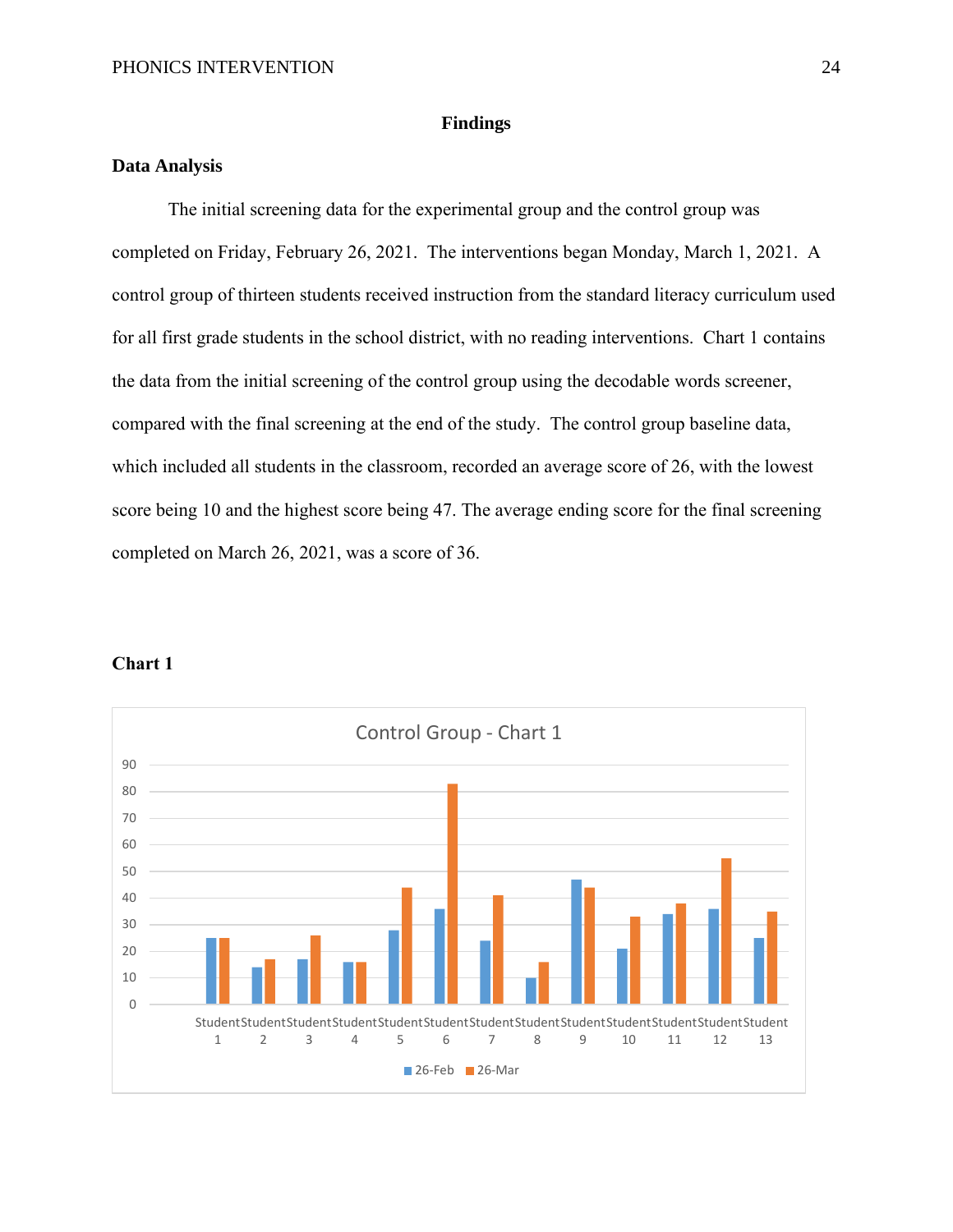## Findings

### Data Analysis

The initial screening data for the experimental group and the control group was completed on Friday, February 26, 2021. The interventions began Monday, March 1, 2021. A control group of thirteen students received instruction from the standard literacy curriculum used for all first grade students in the school district, with no reading interventions. Chart 1 contains the data from the initial screening of the control group using the decodable words screener, compared with the final screening at the end of the study. The control group baseline data, which included all students in the classroom, recorded an average score of 26, with the lowest score being 10 and the highest score being 47. The average ending score for the final screening completed on March 26, 2021, was a score of 36.

**Chart 1**

Control Group - Chart 1

| | Student 1 | Student 2 | Student 3 | Student 4 | Student 5 | Student 6 | Student 7 | Student 8 | Student 9 | Student 10 | Student 11 | Student 12 | Student 13 |
|---|---|---|---|---|---|---|---|---|---|---|---|---|---|
| 26-Feb | 25 | 14 | 17 | 16 | 28 | 36 | 24 | 10 | 47 | 21 | 34 | 36 | 25 |
| 26-Mar | 25 | 17 | 26 | 16 | 44 | 83 | 41 | 16 | 44 | 33 | 38 | 55 | 35 |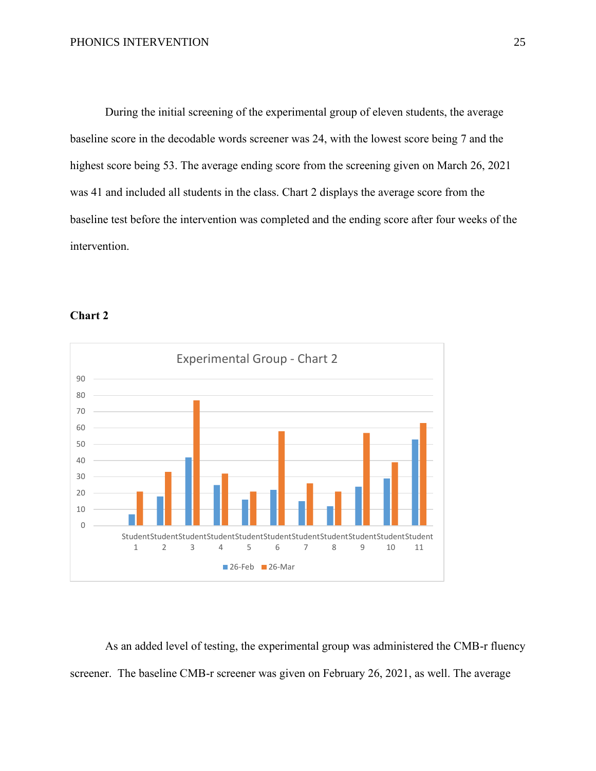During the initial screening of the experimental group of eleven students, the average baseline score in the decodable words screener was 24, with the lowest score being 7 and the highest score being 53. The average ending score from the screening given on March 26, 2021 was 41 and included all students in the class. Chart 2 displays the average score from the baseline test before the intervention was completed and the ending score after four weeks of the intervention.

**Chart 2**

As an added level of testing, the experimental group was administered the CMB-r fluency screener. The baseline CMB-r screener was given on February 26, 2021, as well. The average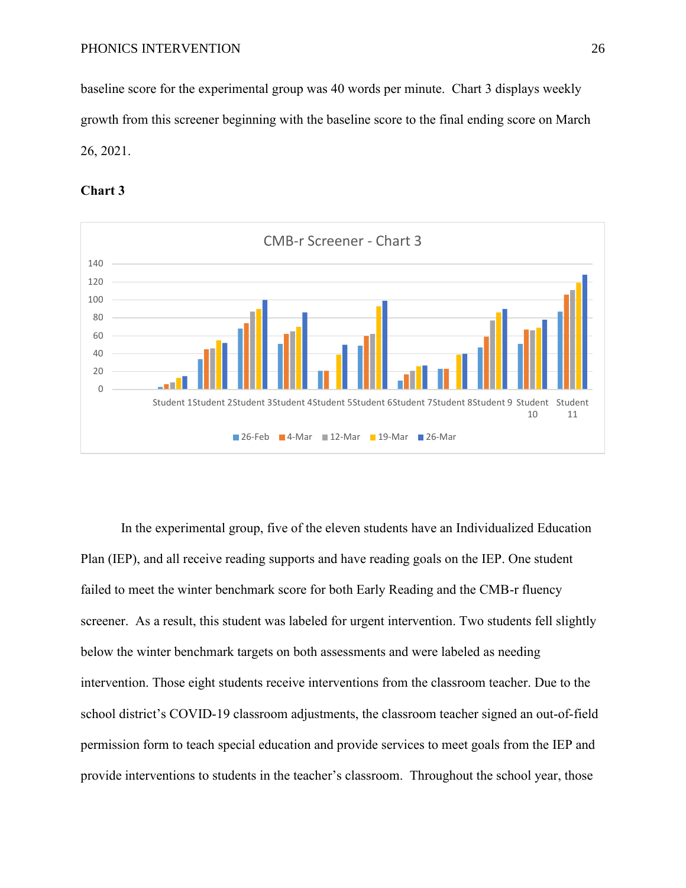baseline score for the experimental group was 40 words per minute. Chart 3 displays weekly growth from this screener beginning with the baseline score to the final ending score on March 26, 2021.

**Chart 3**

In the experimental group, five of the eleven students have an Individualized Education Plan (IEP), and all receive reading supports and have reading goals on the IEP. One student failed to meet the winter benchmark score for both Early Reading and the CMB-r fluency screener. As a result, this student was labeled for urgent intervention. Two students fell slightly below the winter benchmark targets on both assessments and were labeled as needing intervention. Those eight students receive interventions from the classroom teacher. Due to the school district's COVID-19 classroom adjustments, the classroom teacher signed an out-of-field permission form to teach special education and provide services to meet goals from the IEP and provide interventions to students in the teacher's classroom. Throughout the school year, those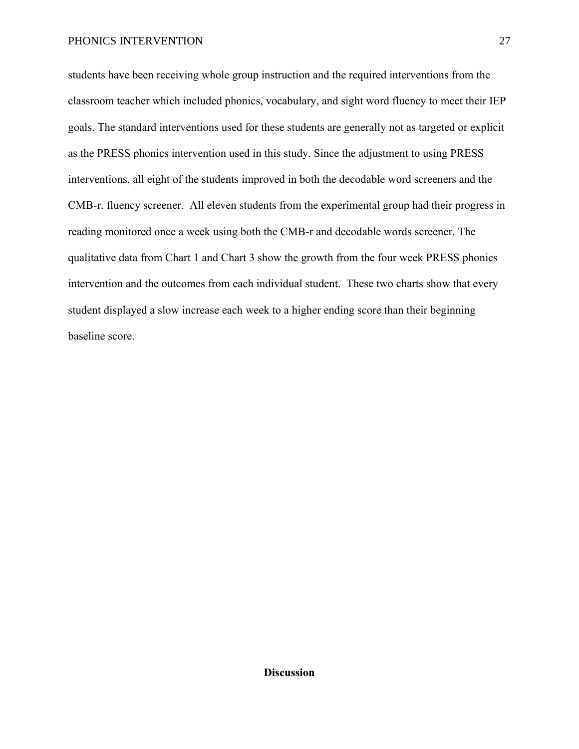students have been receiving whole group instruction and the required interventions from the classroom teacher which included phonics, vocabulary, and sight word fluency to meet their IEP goals. The standard interventions used for these students are generally not as targeted or explicit as the PRESS phonics intervention used in this study. Since the adjustment to using PRESS interventions, all eight of the students improved in both the decodable word screeners and the CMB-r. fluency screener.  All eleven students from the experimental group had their progress in reading monitored once a week using both the CMB-r and decodable words screener. The qualitative data from Chart 1 and Chart 3 show the growth from the four week PRESS phonics intervention and the outcomes from each individual student.  These two charts show that every student displayed a slow increase each week to a higher ending score than their beginning baseline score.

## Discussion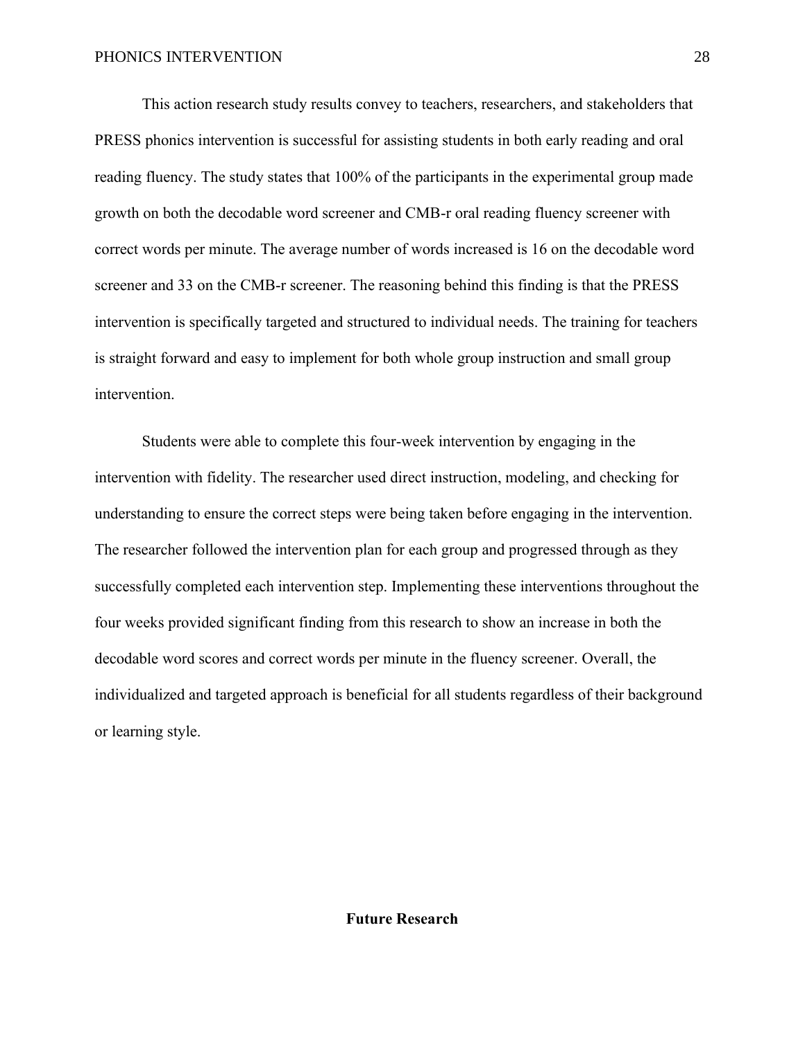This action research study results convey to teachers, researchers, and stakeholders that PRESS phonics intervention is successful for assisting students in both early reading and oral reading fluency. The study states that 100% of the participants in the experimental group made growth on both the decodable word screener and CMB-r oral reading fluency screener with correct words per minute. The average number of words increased is 16 on the decodable word screener and 33 on the CMB-r screener. The reasoning behind this finding is that the PRESS intervention is specifically targeted and structured to individual needs. The training for teachers is straight forward and easy to implement for both whole group instruction and small group intervention.

Students were able to complete this four-week intervention by engaging in the intervention with fidelity. The researcher used direct instruction, modeling, and checking for understanding to ensure the correct steps were being taken before engaging in the intervention. The researcher followed the intervention plan for each group and progressed through as they successfully completed each intervention step. Implementing these interventions throughout the four weeks provided significant finding from this research to show an increase in both the decodable word scores and correct words per minute in the fluency screener. Overall, the individualized and targeted approach is beneficial for all students regardless of their background or learning style.

## Future Research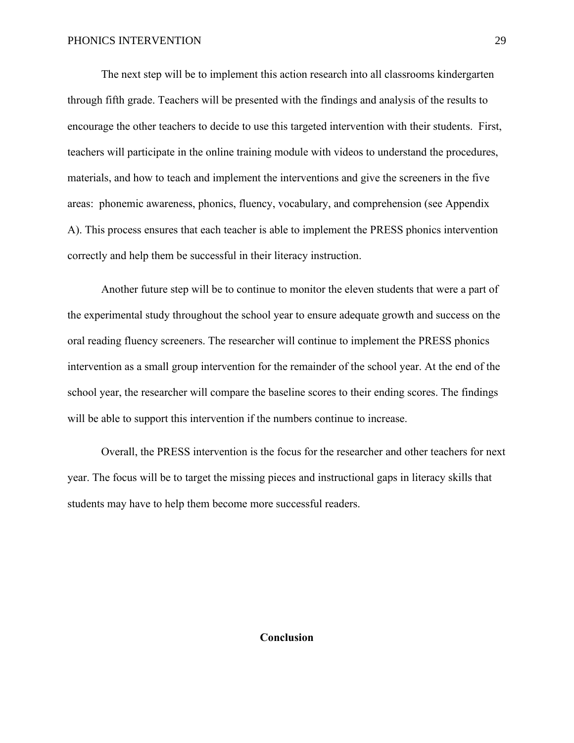The next step will be to implement this action research into all classrooms kindergarten through fifth grade. Teachers will be presented with the findings and analysis of the results to encourage the other teachers to decide to use this targeted intervention with their students. First, teachers will participate in the online training module with videos to understand the procedures, materials, and how to teach and implement the interventions and give the screeners in the five areas: phonemic awareness, phonics, fluency, vocabulary, and comprehension (see Appendix A). This process ensures that each teacher is able to implement the PRESS phonics intervention correctly and help them be successful in their literacy instruction.

Another future step will be to continue to monitor the eleven students that were a part of the experimental study throughout the school year to ensure adequate growth and success on the oral reading fluency screeners. The researcher will continue to implement the PRESS phonics intervention as a small group intervention for the remainder of the school year. At the end of the school year, the researcher will compare the baseline scores to their ending scores. The findings will be able to support this intervention if the numbers continue to increase.

Overall, the PRESS intervention is the focus for the researcher and other teachers for next year. The focus will be to target the missing pieces and instructional gaps in literacy skills that students may have to help them become more successful readers.

## Conclusion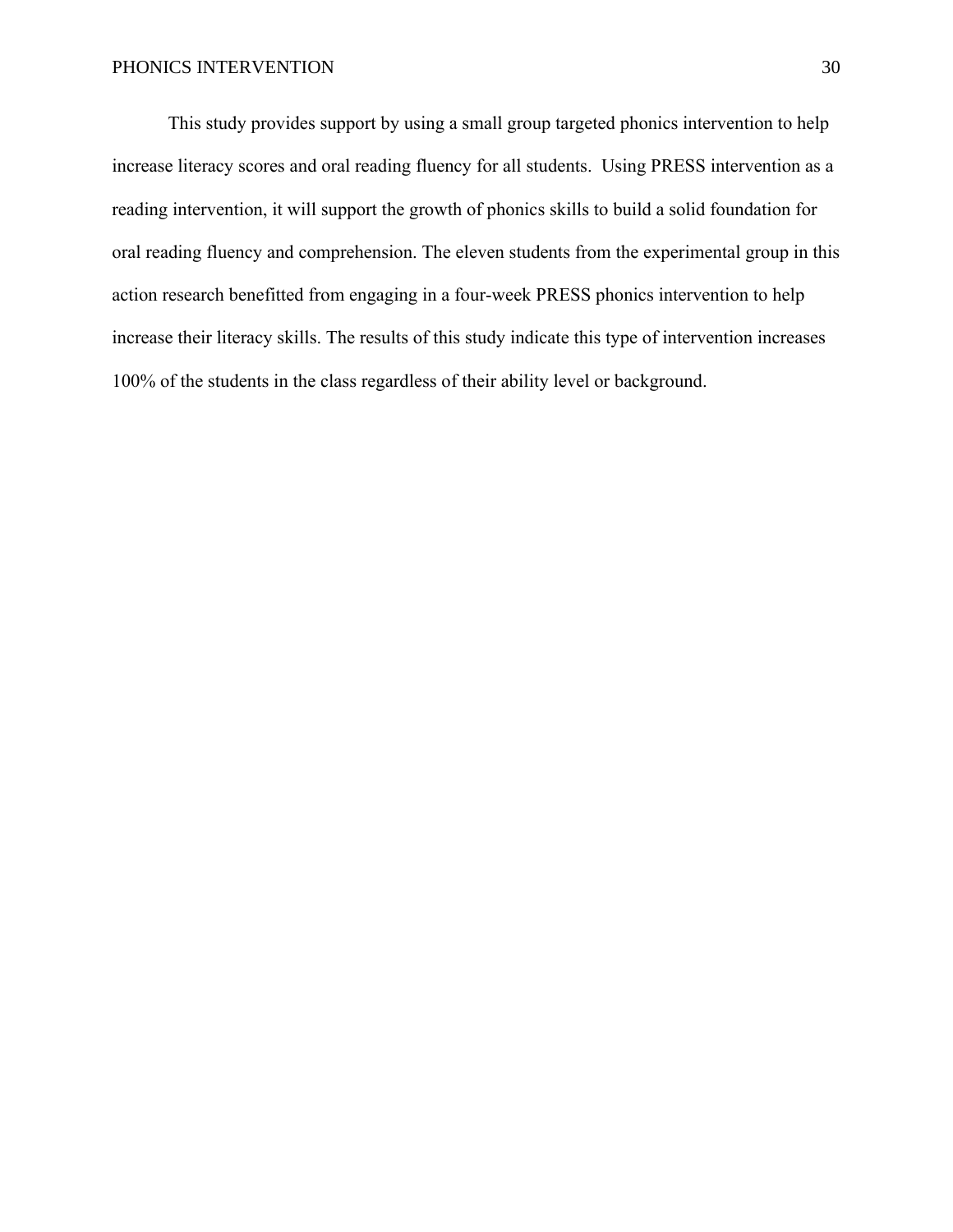This study provides support by using a small group targeted phonics intervention to help increase literacy scores and oral reading fluency for all students.  Using PRESS intervention as a reading intervention, it will support the growth of phonics skills to build a solid foundation for oral reading fluency and comprehension. The eleven students from the experimental group in this action research benefitted from engaging in a four-week PRESS phonics intervention to help increase their literacy skills. The results of this study indicate this type of intervention increases 100% of the students in the class regardless of their ability level or background.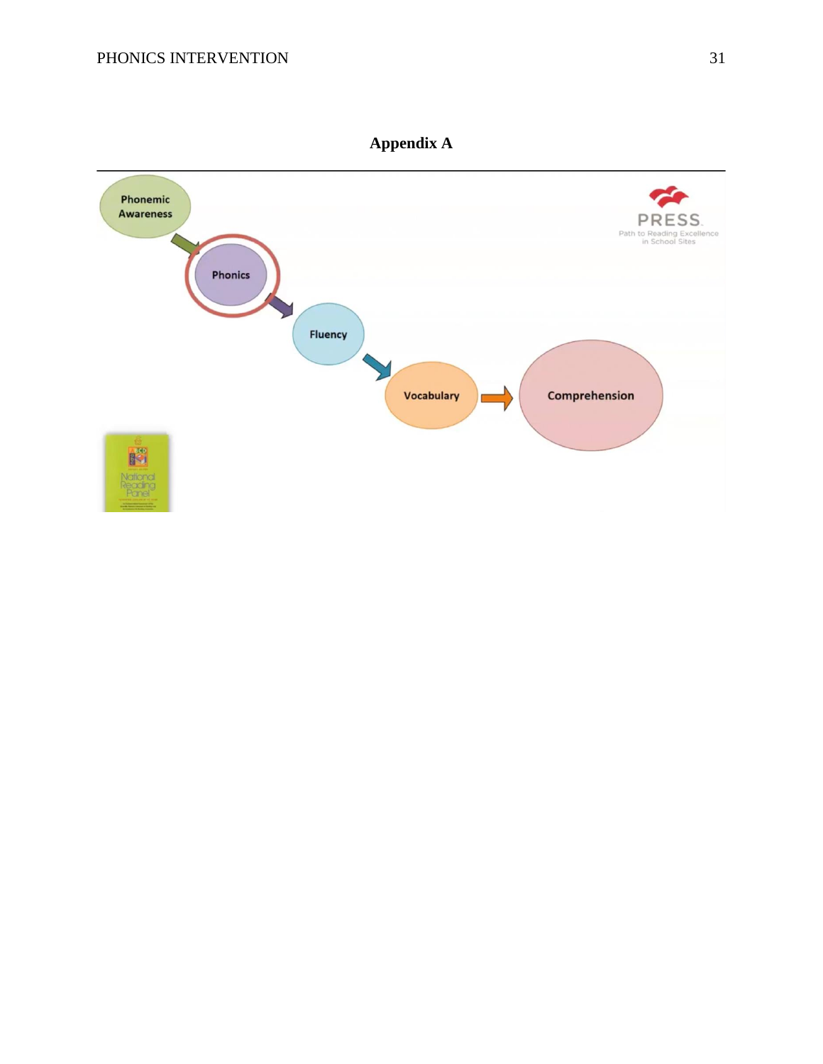**Appendix A**

Phonemic Awareness → Phonics → Fluency → Vocabulary → Comprehension

PRESS

Path to Reading Excellence in School Sites

National Reading Panel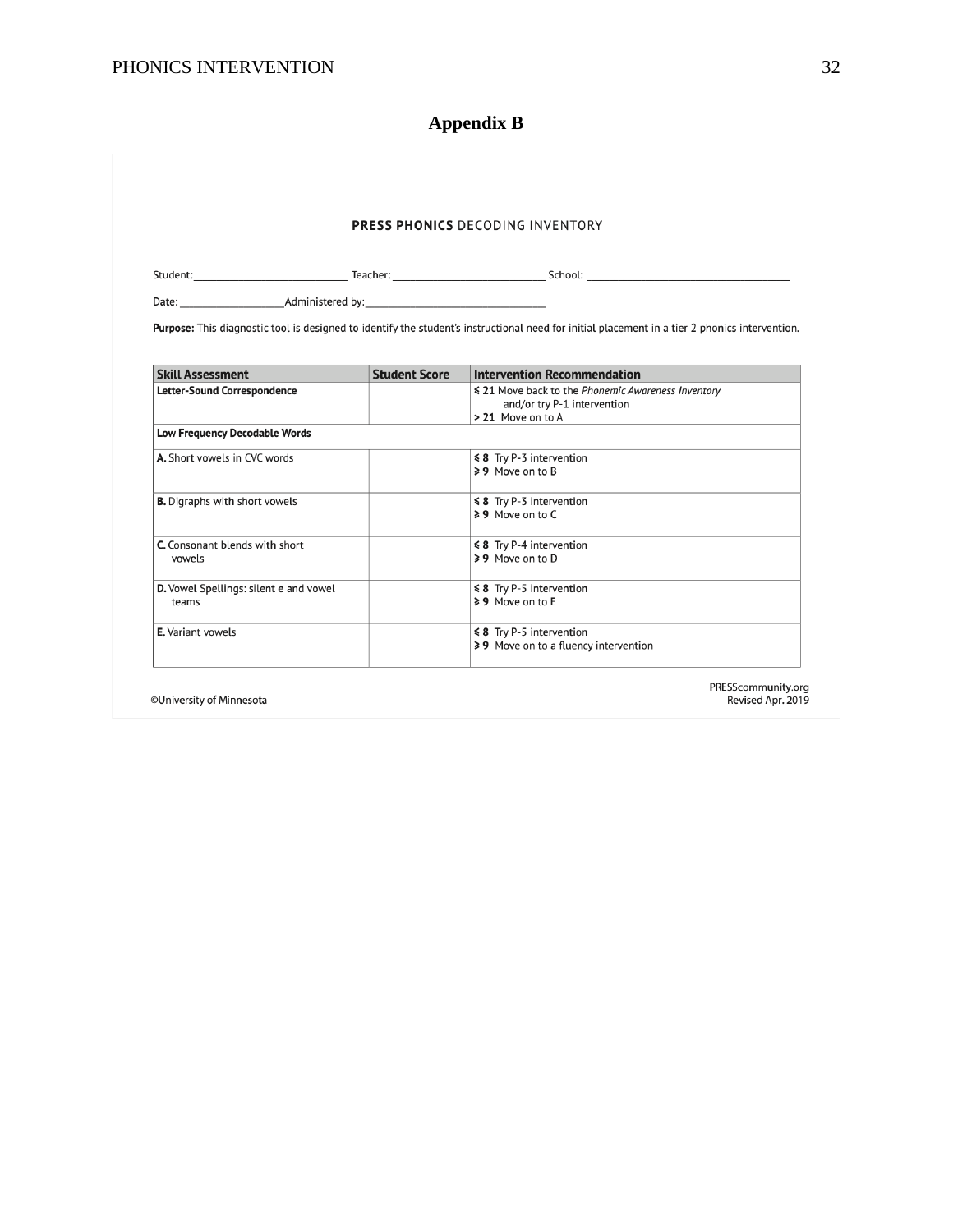# Appendix B

## PRESS PHONICS DECODING INVENTORY

Student:___________________________ Teacher:___________________________ School:_____________________________________

Date:__________________Administered by:________________________________

**Purpose:** This diagnostic tool is designed to identify the student's instructional need for initial placement in a tier 2 phonics intervention.

| Skill Assessment | Student Score | Intervention Recommendation |
|---|---|---|
| **Letter-Sound Correspondence** | | **≤ 21** Move back to the *Phonemic Awareness Inventory* and/or try P-1 intervention<br>**> 21** Move on to A |
| **Low Frequency Decodable Words** | | |
| **A.** Short vowels in CVC words | | **≤ 8** Try P-3 intervention<br>**≥ 9** Move on to B |
| **B.** Digraphs with short vowels | | **≤ 8** Try P-3 intervention<br>**≥ 9** Move on to C |
| **C.** Consonant blends with short vowels | | **≤ 8** Try P-4 intervention<br>**≥ 9** Move on to D |
| **D.** Vowel Spellings: silent e and vowel teams | | **≤ 8** Try P-5 intervention<br>**≥ 9** Move on to E |
| **E.** Variant vowels | | **≤ 8** Try P-5 intervention<br>**≥ 9** Move on to a fluency intervention |

©University of Minnesota

PRESScommunity.org
Revised Apr. 2019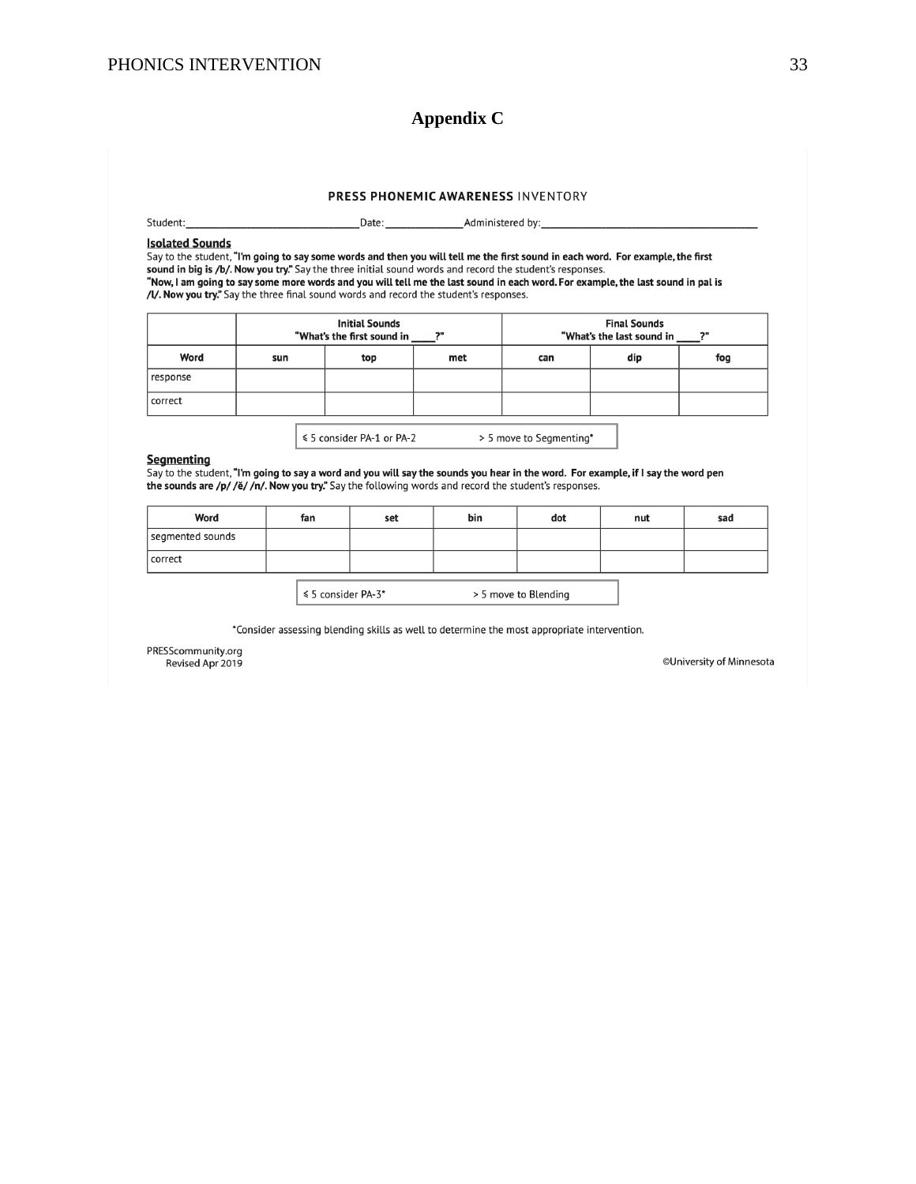# Appendix C

## PRESS PHONEMIC AWARENESS INVENTORY

Student:_______________________________Date:______________Administered by:_______________________________________

### Isolated Sounds

Say to the student, **"I'm going to say some words and then you will tell me the first sound in each word. For example, the first sound in big is /b/. Now you try."** Say the three initial sound words and record the student's responses.
**"Now, I am going to say some more words and you will tell me the last sound in each word. For example, the last sound in pal is /l/. Now you try."** Say the three final sound words and record the student's responses.

| | Initial Sounds "What's the first sound in ____?" | | | Final Sounds "What's the last sound in ____?" | | |
|---|---|---|---|---|---|---|
| **Word** | **sun** | **top** | **met** | **can** | **dip** | **fog** |
| response | | | | | | |
| correct | | | | | | |

≤ 5 consider PA-1 or PA-2 &nbsp;&nbsp;&nbsp;&nbsp; > 5 move to Segmenting*

### Segmenting

Say to the student, **"I'm going to say a word and you will say the sounds you hear in the word. For example, if I say the word pen the sounds are /p/ /ĕ/ /n/. Now you try."** Say the following words and record the student's responses.

| Word | fan | set | bin | dot | nut | sad |
|---|---|---|---|---|---|---|
| segmented sounds | | | | | | |
| correct | | | | | | |

≤ 5 consider PA-3* &nbsp;&nbsp;&nbsp;&nbsp; > 5 move to Blending

*Consider assessing blending skills as well to determine the most appropriate intervention.

PRESScommunity.org
Revised Apr 2019

©University of Minnesota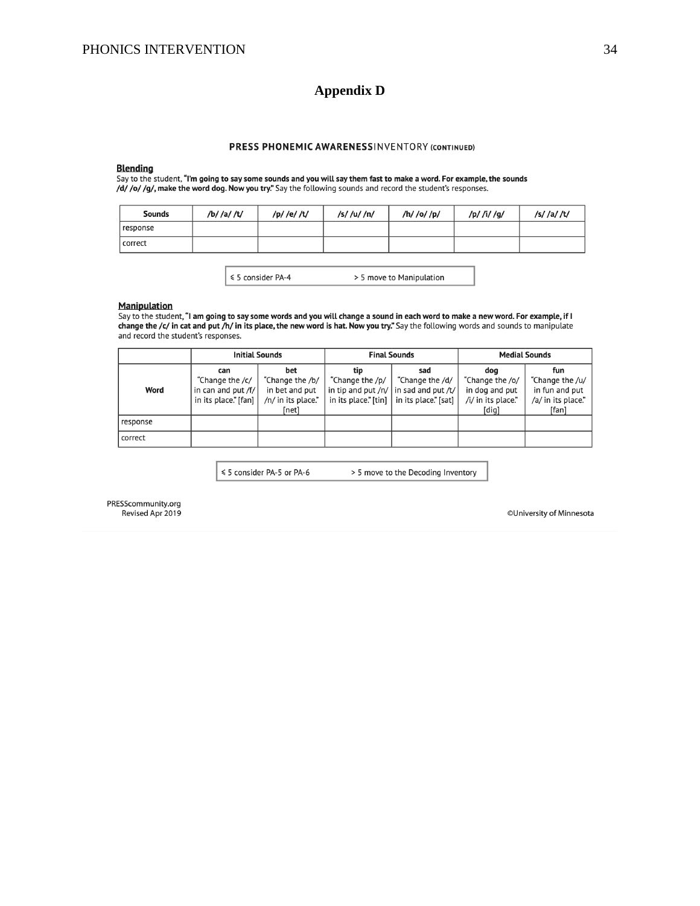# Appendix D

## PRESS PHONEMIC AWARENESS INVENTORY (CONTINUED)

### Blending

Say to the student, **"I'm going to say some sounds and you will say them fast to make a word. For example, the sounds /d/ /o/ /g/, make the word dog. Now you try."** Say the following sounds and record the student's responses.

| Sounds | /b/ /a/ /t/ | /p/ /e/ /t/ | /s/ /u/ /n/ | /h/ /o/ /p/ | /p/ /i/ /g/ | /s/ /a/ /t/ |
|---|---|---|---|---|---|---|
| response | | | | | | |
| correct | | | | | | |

| ≤ 5 consider PA-4 | > 5 move to Manipulation |
|---|---|

### Manipulation

Say to the student, **"I am going to say some words and you will change a sound in each word to make a new word. For example, if I change the /c/ in cat and put /h/ in its place, the new word is hat. Now you try."** Say the following words and sounds to manipulate and record the student's responses.

| | Initial Sounds | | Final Sounds | | Medial Sounds | |
|---|---|---|---|---|---|---|
| **Word** | **can** "Change the /c/ in can and put /f/ in its place." [fan] | **bet** "Change the /b/ in bet and put /n/ in its place." [net] | **tip** "Change the /p/ in tip and put /n/ in its place." [tin] | **sad** "Change the /d/ in sad and put /t/ in its place." [sat] | **dog** "Change the /o/ in dog and put /i/ in its place." [dig] | **fun** "Change the /u/ in fun and put /a/ in its place." [fan] |
| response | | | | | | |
| correct | | | | | | |

| ≤ 5 consider PA-5 or PA-6 | > 5 move to the Decoding Inventory |
|---|---|

PRESScommunity.org
Revised Apr 2019

©University of Minnesota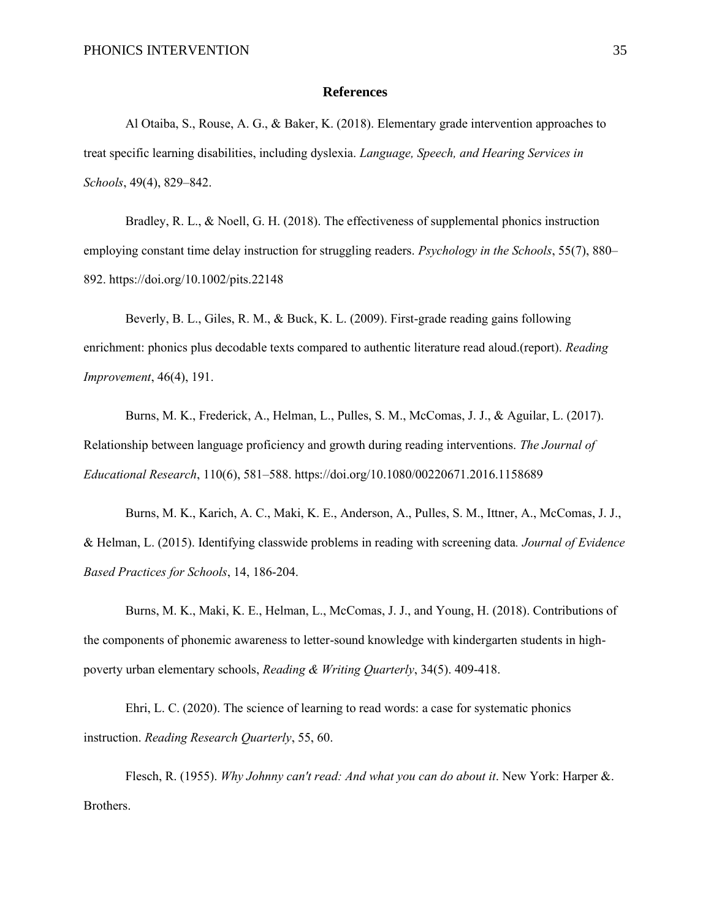## References

Al Otaiba, S., Rouse, A. G., & Baker, K. (2018). Elementary grade intervention approaches to treat specific learning disabilities, including dyslexia. *Language, Speech, and Hearing Services in Schools*, 49(4), 829–842.

Bradley, R. L., & Noell, G. H. (2018). The effectiveness of supplemental phonics instruction employing constant time delay instruction for struggling readers. *Psychology in the Schools*, 55(7), 880–892. https://doi.org/10.1002/pits.22148

Beverly, B. L., Giles, R. M., & Buck, K. L. (2009). First-grade reading gains following enrichment: phonics plus decodable texts compared to authentic literature read aloud.(report). *Reading Improvement*, 46(4), 191.

Burns, M. K., Frederick, A., Helman, L., Pulles, S. M., McComas, J. J., & Aguilar, L. (2017). Relationship between language proficiency and growth during reading interventions. *The Journal of Educational Research*, 110(6), 581–588. https://doi.org/10.1080/00220671.2016.1158689

Burns, M. K., Karich, A. C., Maki, K. E., Anderson, A., Pulles, S. M., Ittner, A., McComas, J. J., & Helman, L. (2015). Identifying classwide problems in reading with screening data. *Journal of Evidence Based Practices for Schools*, 14, 186-204.

Burns, M. K., Maki, K. E., Helman, L., McComas, J. J., and Young, H. (2018). Contributions of the components of phonemic awareness to letter-sound knowledge with kindergarten students in high-poverty urban elementary schools, *Reading & Writing Quarterly*, 34(5). 409-418.

Ehri, L. C. (2020). The science of learning to read words: a case for systematic phonics instruction. *Reading Research Quarterly*, 55, 60.

Flesch, R. (1955). *Why Johnny can't read: And what you can do about it*. New York: Harper &. Brothers.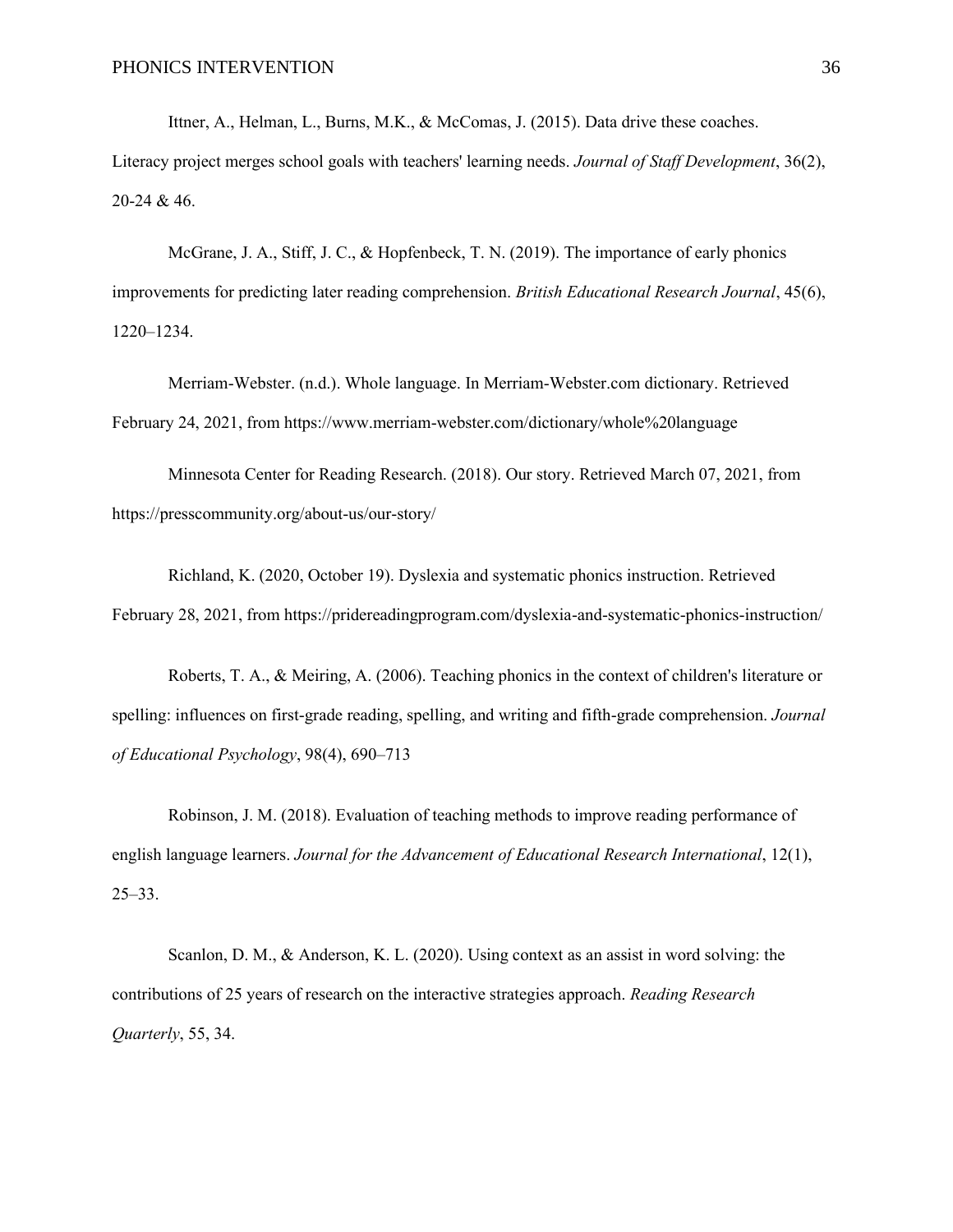Ittner, A., Helman, L., Burns, M.K., & McComas, J. (2015). Data drive these coaches. Literacy project merges school goals with teachers' learning needs. *Journal of Staff Development*, 36(2), 20-24 & 46.

McGrane, J. A., Stiff, J. C., & Hopfenbeck, T. N. (2019). The importance of early phonics improvements for predicting later reading comprehension. *British Educational Research Journal*, 45(6), 1220–1234.

Merriam-Webster. (n.d.). Whole language. In Merriam-Webster.com dictionary. Retrieved February 24, 2021, from https://www.merriam-webster.com/dictionary/whole%20language

Minnesota Center for Reading Research. (2018). Our story. Retrieved March 07, 2021, from https://presscommunity.org/about-us/our-story/

Richland, K. (2020, October 19). Dyslexia and systematic phonics instruction. Retrieved February 28, 2021, from https://pridereadingprogram.com/dyslexia-and-systematic-phonics-instruction/

Roberts, T. A., & Meiring, A. (2006). Teaching phonics in the context of children's literature or spelling: influences on first-grade reading, spelling, and writing and fifth-grade comprehension. *Journal of Educational Psychology*, 98(4), 690–713

Robinson, J. M. (2018). Evaluation of teaching methods to improve reading performance of english language learners. *Journal for the Advancement of Educational Research International*, 12(1), 25–33.

Scanlon, D. M., & Anderson, K. L. (2020). Using context as an assist in word solving: the contributions of 25 years of research on the interactive strategies approach. *Reading Research Quarterly*, 55, 34.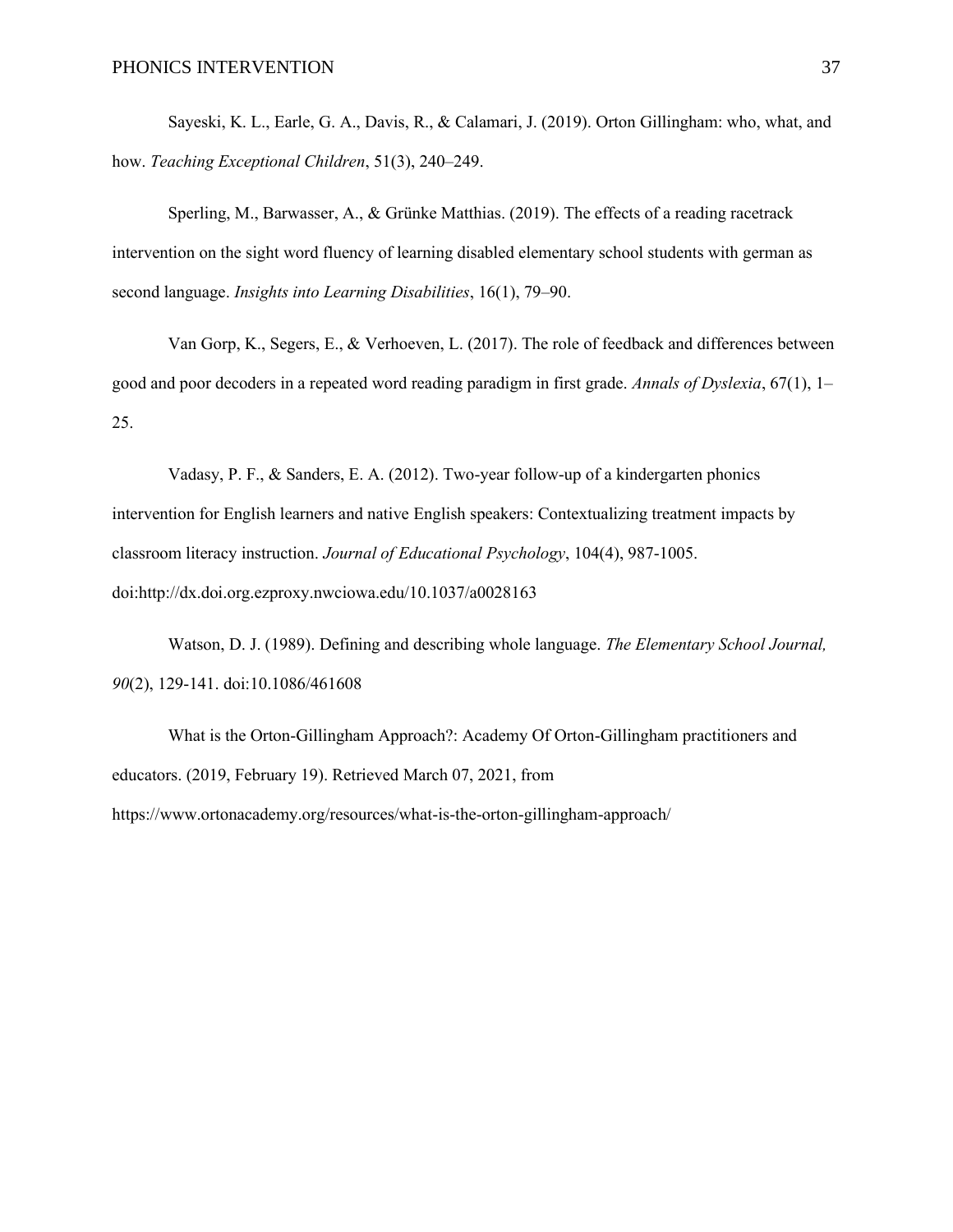Sayeski, K. L., Earle, G. A., Davis, R., & Calamari, J. (2019). Orton Gillingham: who, what, and how. *Teaching Exceptional Children*, 51(3), 240–249.

Sperling, M., Barwasser, A., & Grünke Matthias. (2019). The effects of a reading racetrack intervention on the sight word fluency of learning disabled elementary school students with german as second language. *Insights into Learning Disabilities*, 16(1), 79–90.

Van Gorp, K., Segers, E., & Verhoeven, L. (2017). The role of feedback and differences between good and poor decoders in a repeated word reading paradigm in first grade. *Annals of Dyslexia*, 67(1), 1–25.

Vadasy, P. F., & Sanders, E. A. (2012). Two-year follow-up of a kindergarten phonics intervention for English learners and native English speakers: Contextualizing treatment impacts by classroom literacy instruction. *Journal of Educational Psychology*, 104(4), 987-1005. doi:http://dx.doi.org.ezproxy.nwciowa.edu/10.1037/a0028163

Watson, D. J. (1989). Defining and describing whole language. *The Elementary School Journal, 90*(2), 129-141. doi:10.1086/461608

What is the Orton-Gillingham Approach?: Academy Of Orton-Gillingham practitioners and educators. (2019, February 19). Retrieved March 07, 2021, from https://www.ortonacademy.org/resources/what-is-the-orton-gillingham-approach/